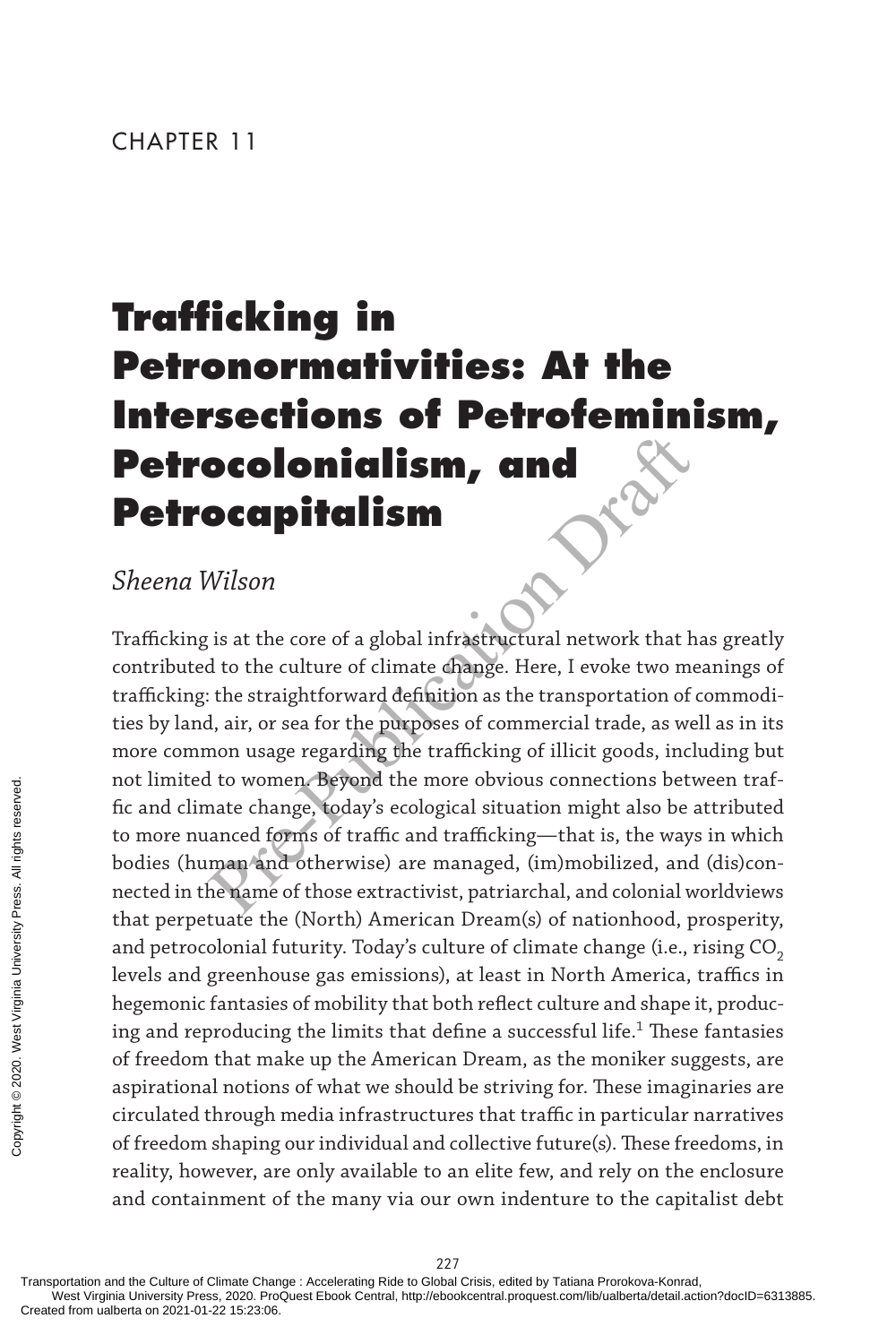CHAPTER 11

# Trafficking in Petronormativities: At the Intersections of Petrofeminism, Petrocolonialism, and Petrocapitalism

*Sheena Wilson*

Trafficking is at the core of a global infrastructural network that has greatly contributed to the culture of climate change. Here, I evoke two meanings of trafficking: the straightforward definition as the transportation of commodities by land, air, or sea for the purposes of commercial trade, as well as in its more common usage regarding the trafficking of illicit goods, including but not limited to women. Beyond the more obvious connections between traffic and climate change, today's ecological situation might also be attributed to more nuanced forms of traffic and trafficking—that is, the ways in which bodies (human and otherwise) are managed, (im)mobilized, and (dis)connected in the name of those extractivist, patriarchal, and colonial worldviews that perpetuate the (North) American Dream(s) of nationhood, prosperity, and petrocolonial futurity. Today's culture of climate change (i.e., rising $CO_2$ levels and greenhouse gas emissions), at least in North America, traffics in hegemonic fantasies of mobility that both reflect culture and shape it, producing and reproducing the limits that define a successful life.[1] These fantasies of freedom that make up the American Dream, as the moniker suggests, are aspirational notions of what we should be striving for. These imaginaries are circulated through media infrastructures that traffic in particular narratives of freedom shaping our individual and collective future(s). These freedoms, in reality, however, are only available to an elite few, and rely on the enclosure and containment of the many via our own indenture to the capitalist debt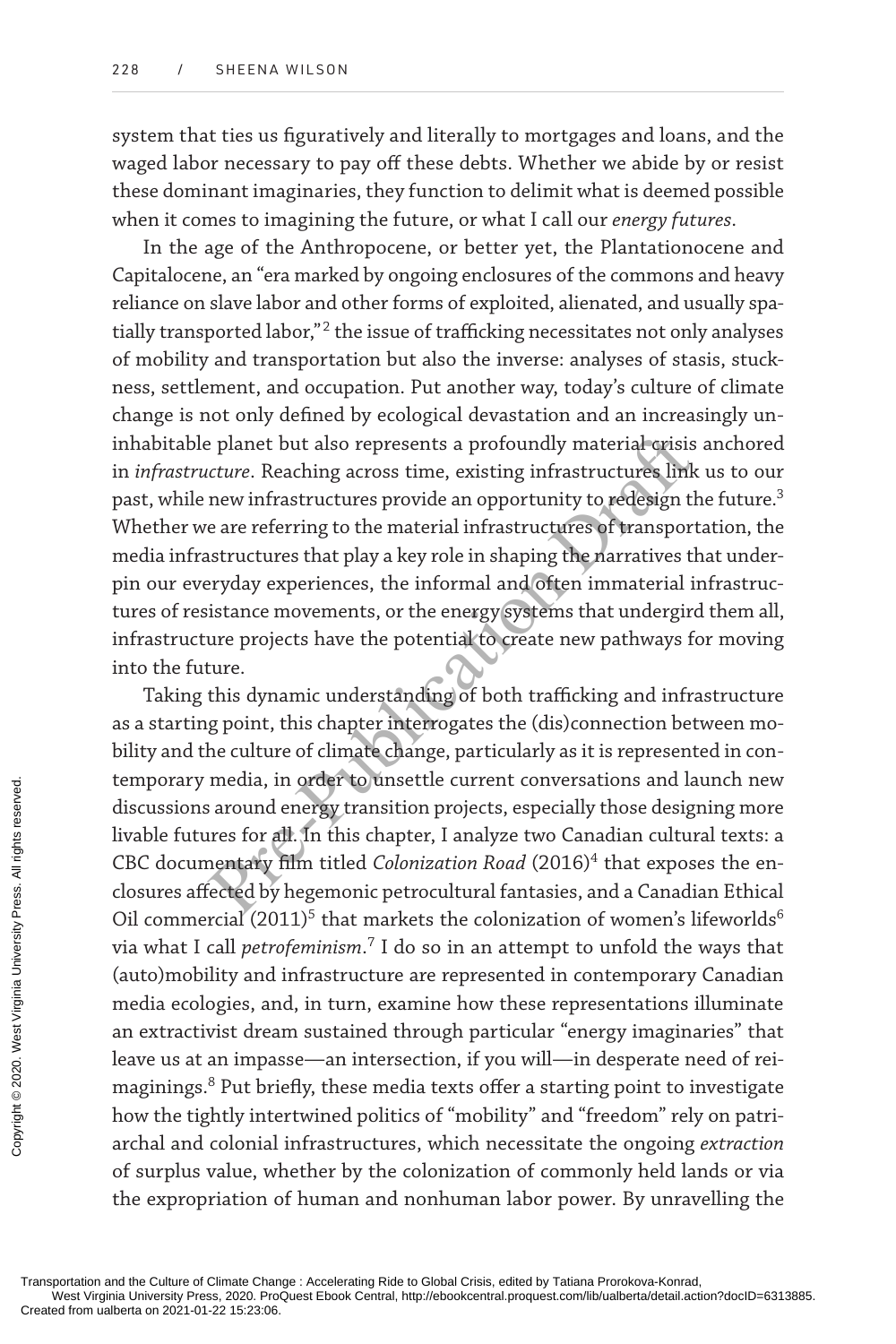system that ties us figuratively and literally to mortgages and loans, and the waged labor necessary to pay off these debts. Whether we abide by or resist these dominant imaginaries, they function to delimit what is deemed possible when it comes to imagining the future, or what I call our *energy futures*.

In the age of the Anthropocene, or better yet, the Plantationocene and Capitalocene, an "era marked by ongoing enclosures of the commons and heavy reliance on slave labor and other forms of exploited, alienated, and usually spatially transported labor,"[2] the issue of trafficking necessitates not only analyses of mobility and transportation but also the inverse: analyses of stasis, stuckness, settlement, and occupation. Put another way, today's culture of climate change is not only defined by ecological devastation and an increasingly uninhabitable planet but also represents a profoundly material crisis anchored in *infrastructure*. Reaching across time, existing infrastructures link us to our past, while new infrastructures provide an opportunity to redesign the future.[3] Whether we are referring to the material infrastructures of transportation, the media infrastructures that play a key role in shaping the narratives that underpin our everyday experiences, the informal and often immaterial infrastructures of resistance movements, or the energy systems that undergird them all, infrastructure projects have the potential to create new pathways for moving into the future.

Taking this dynamic understanding of both trafficking and infrastructure as a starting point, this chapter interrogates the (dis)connection between mobility and the culture of climate change, particularly as it is represented in contemporary media, in order to unsettle current conversations and launch new discussions around energy transition projects, especially those designing more livable futures for all. In this chapter, I analyze two Canadian cultural texts: a CBC documentary film titled *Colonization Road* (2016)[4] that exposes the enclosures affected by hegemonic petrocultural fantasies, and a Canadian Ethical Oil commercial (2011)[5] that markets the colonization of women's lifeworlds[6] via what I call *petrofeminism*.[7] I do so in an attempt to unfold the ways that (auto)mobility and infrastructure are represented in contemporary Canadian media ecologies, and, in turn, examine how these representations illuminate an extractivist dream sustained through particular "energy imaginaries" that leave us at an impasse—an intersection, if you will—in desperate need of reimaginings.[8] Put briefly, these media texts offer a starting point to investigate how the tightly intertwined politics of "mobility" and "freedom" rely on patriarchal and colonial infrastructures, which necessitate the ongoing *extraction* of surplus value, whether by the colonization of commonly held lands or via the expropriation of human and nonhuman labor power. By unravelling the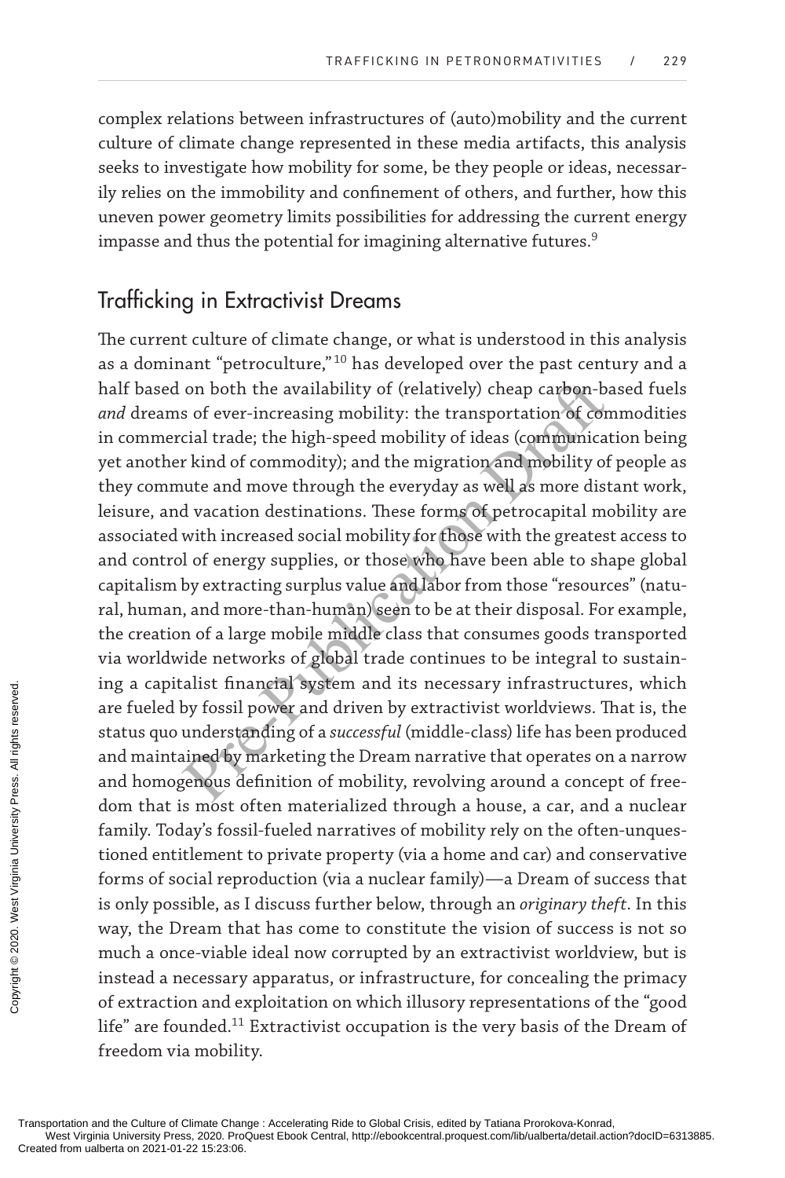complex relations between infrastructures of (auto)mobility and the current culture of climate change represented in these media artifacts, this analysis seeks to investigate how mobility for some, be they people or ideas, necessarily relies on the immobility and confinement of others, and further, how this uneven power geometry limits possibilities for addressing the current energy impasse and thus the potential for imagining alternative futures.[9]

## Trafficking in Extractivist Dreams

The current culture of climate change, or what is understood in this analysis as a dominant "petroculture,"[10] has developed over the past century and a half based on both the availability of (relatively) cheap carbon-based fuels *and* dreams of ever-increasing mobility: the transportation of commodities in commercial trade; the high-speed mobility of ideas (communication being yet another kind of commodity); and the migration and mobility of people as they commute and move through the everyday as well as more distant work, leisure, and vacation destinations. These forms of petrocapital mobility are associated with increased social mobility for those with the greatest access to and control of energy supplies, or those who have been able to shape global capitalism by extracting surplus value and labor from those "resources" (natural, human, and more-than-human) seen to be at their disposal. For example, the creation of a large mobile middle class that consumes goods transported via worldwide networks of global trade continues to be integral to sustaining a capitalist financial system and its necessary infrastructures, which are fueled by fossil power and driven by extractivist worldviews. That is, the status quo understanding of a *successful* (middle-class) life has been produced and maintained by marketing the Dream narrative that operates on a narrow and homogenous definition of mobility, revolving around a concept of freedom that is most often materialized through a house, a car, and a nuclear family. Today's fossil-fueled narratives of mobility rely on the often-unquestioned entitlement to private property (via a home and car) and conservative forms of social reproduction (via a nuclear family)—a Dream of success that is only possible, as I discuss further below, through an *originary theft*. In this way, the Dream that has come to constitute the vision of success is not so much a once-viable ideal now corrupted by an extractivist worldview, but is instead a necessary apparatus, or infrastructure, for concealing the primacy of extraction and exploitation on which illusory representations of the "good life" are founded.[11] Extractivist occupation is the very basis of the Dream of freedom via mobility.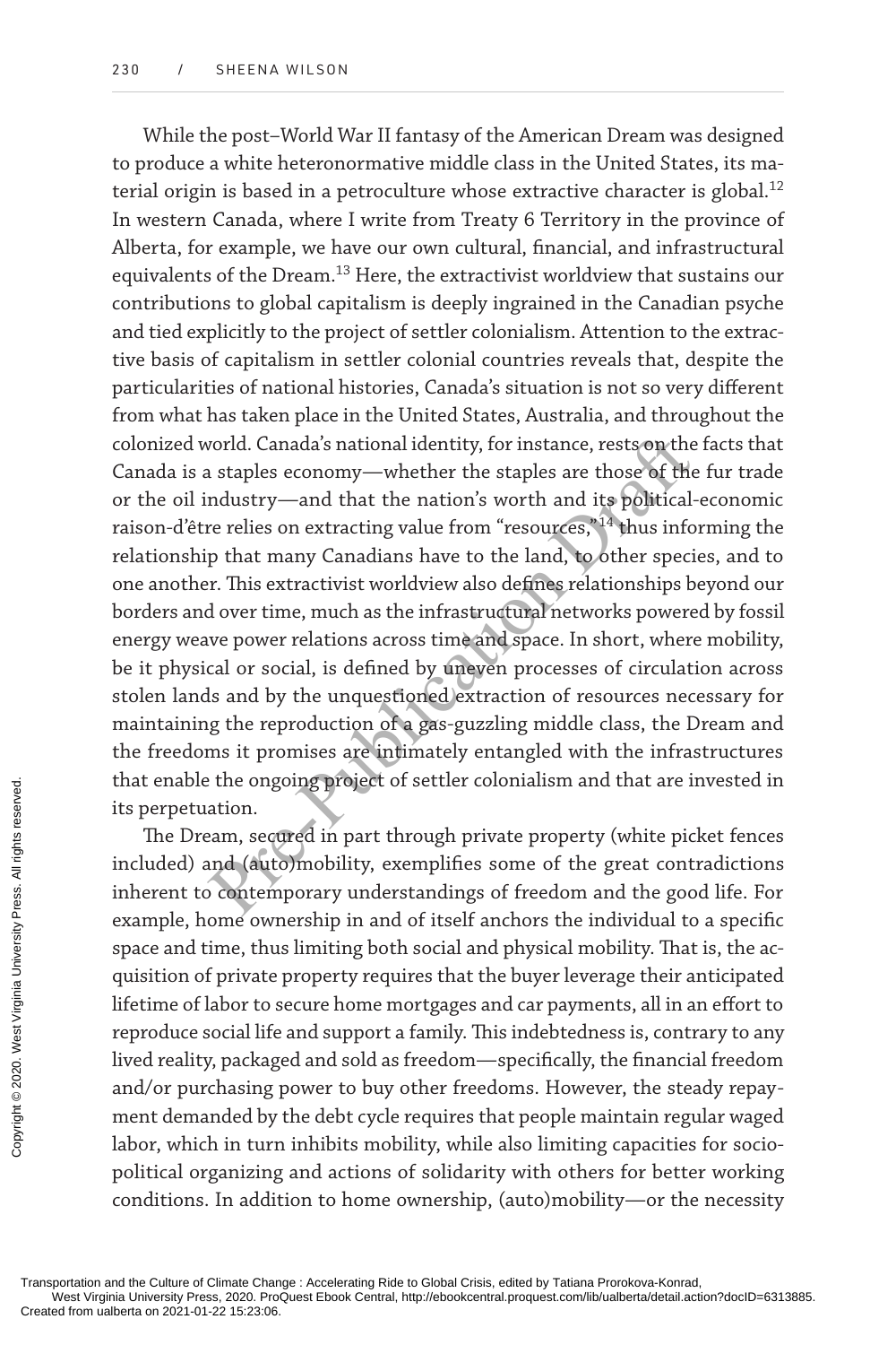While the post–World War II fantasy of the American Dream was designed to produce a white heteronormative middle class in the United States, its material origin is based in a petroculture whose extractive character is global.[12] In western Canada, where I write from Treaty 6 Territory in the province of Alberta, for example, we have our own cultural, financial, and infrastructural equivalents of the Dream.[13] Here, the extractivist worldview that sustains our contributions to global capitalism is deeply ingrained in the Canadian psyche and tied explicitly to the project of settler colonialism. Attention to the extractive basis of capitalism in settler colonial countries reveals that, despite the particularities of national histories, Canada's situation is not so very different from what has taken place in the United States, Australia, and throughout the colonized world. Canada's national identity, for instance, rests on the facts that Canada is a staples economy—whether the staples are those of the fur trade or the oil industry—and that the nation's worth and its political-economic raison-d'être relies on extracting value from "resources,"[14] thus informing the relationship that many Canadians have to the land, to other species, and to one another. This extractivist worldview also defines relationships beyond our borders and over time, much as the infrastructural networks powered by fossil energy weave power relations across time and space. In short, where mobility, be it physical or social, is defined by uneven processes of circulation across stolen lands and by the unquestioned extraction of resources necessary for maintaining the reproduction of a gas-guzzling middle class, the Dream and the freedoms it promises are intimately entangled with the infrastructures that enable the ongoing project of settler colonialism and that are invested in its perpetuation.

The Dream, secured in part through private property (white picket fences included) and (auto)mobility, exemplifies some of the great contradictions inherent to contemporary understandings of freedom and the good life. For example, home ownership in and of itself anchors the individual to a specific space and time, thus limiting both social and physical mobility. That is, the acquisition of private property requires that the buyer leverage their anticipated lifetime of labor to secure home mortgages and car payments, all in an effort to reproduce social life and support a family. This indebtedness is, contrary to any lived reality, packaged and sold as freedom—specifically, the financial freedom and/or purchasing power to buy other freedoms. However, the steady repayment demanded by the debt cycle requires that people maintain regular waged labor, which in turn inhibits mobility, while also limiting capacities for sociopolitical organizing and actions of solidarity with others for better working conditions. In addition to home ownership, (auto)mobility—or the necessity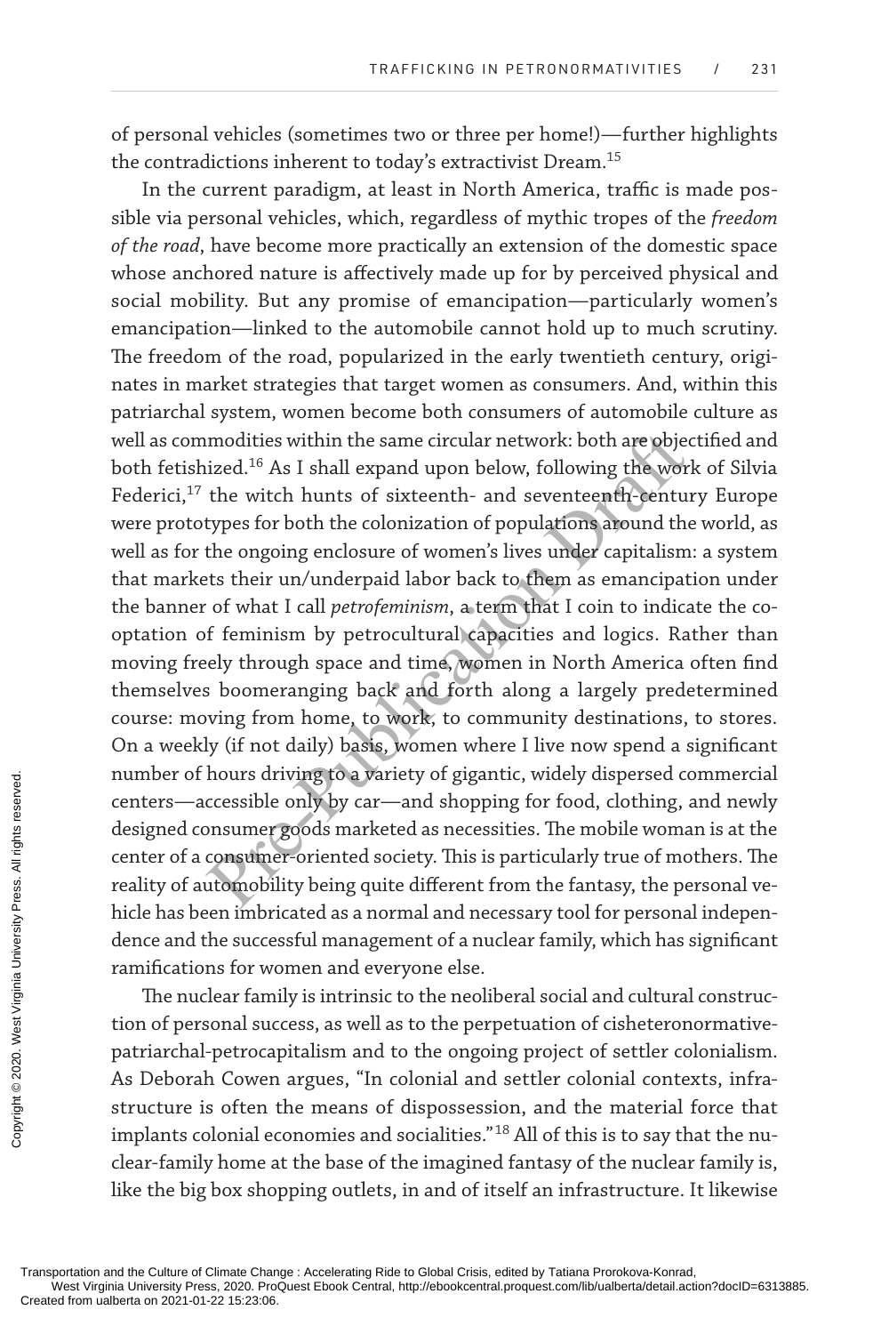of personal vehicles (sometimes two or three per home!)—further highlights the contradictions inherent to today's extractivist Dream.[15]

In the current paradigm, at least in North America, traffic is made possible via personal vehicles, which, regardless of mythic tropes of the *freedom of the road*, have become more practically an extension of the domestic space whose anchored nature is affectively made up for by perceived physical and social mobility. But any promise of emancipation—particularly women's emancipation—linked to the automobile cannot hold up to much scrutiny. The freedom of the road, popularized in the early twentieth century, originates in market strategies that target women as consumers. And, within this patriarchal system, women become both consumers of automobile culture as well as commodities within the same circular network: both are objectified and both fetishized.[16] As I shall expand upon below, following the work of Silvia Federici,[17] the witch hunts of sixteenth- and seventeenth-century Europe were prototypes for both the colonization of populations around the world, as well as for the ongoing enclosure of women's lives under capitalism: a system that markets their un/underpaid labor back to them as emancipation under the banner of what I call *petrofeminism*, a term that I coin to indicate the co-optation of feminism by petrocultural capacities and logics. Rather than moving freely through space and time, women in North America often find themselves boomeranging back and forth along a largely predetermined course: moving from home, to work, to community destinations, to stores. On a weekly (if not daily) basis, women where I live now spend a significant number of hours driving to a variety of gigantic, widely dispersed commercial centers—accessible only by car—and shopping for food, clothing, and newly designed consumer goods marketed as necessities. The mobile woman is at the center of a consumer-oriented society. This is particularly true of mothers. The reality of automobility being quite different from the fantasy, the personal vehicle has been imbricated as a normal and necessary tool for personal independence and the successful management of a nuclear family, which has significant ramifications for women and everyone else.

The nuclear family is intrinsic to the neoliberal social and cultural construction of personal success, as well as to the perpetuation of cisheteronormative-patriarchal-petrocapitalism and to the ongoing project of settler colonialism. As Deborah Cowen argues, "In colonial and settler colonial contexts, infrastructure is often the means of dispossession, and the material force that implants colonial economies and socialities."[18] All of this is to say that the nuclear-family home at the base of the imagined fantasy of the nuclear family is, like the big box shopping outlets, in and of itself an infrastructure. It likewise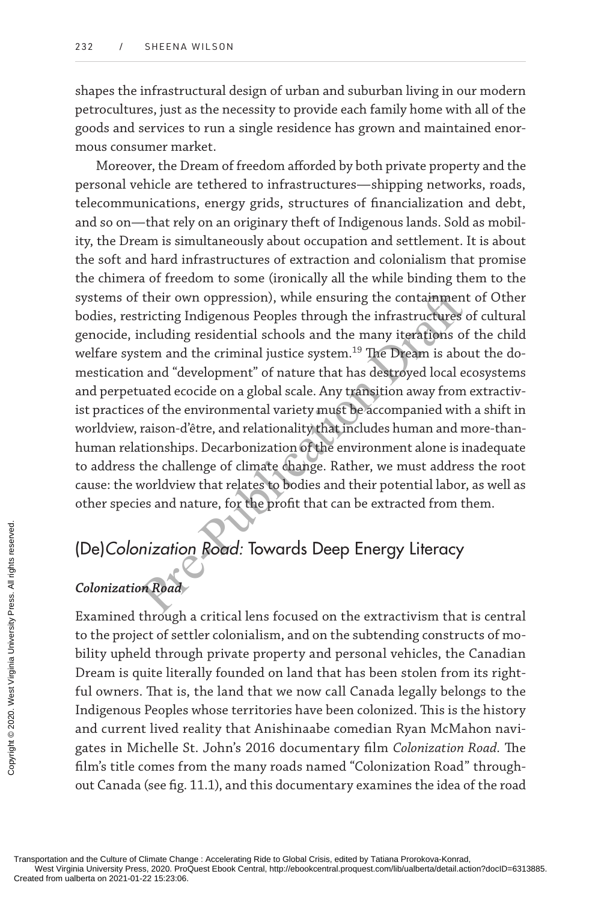shapes the infrastructural design of urban and suburban living in our modern petrocultures, just as the necessity to provide each family home with all of the goods and services to run a single residence has grown and maintained enormous consumer market.

Moreover, the Dream of freedom afforded by both private property and the personal vehicle are tethered to infrastructures—shipping networks, roads, telecommunications, energy grids, structures of financialization and debt, and so on—that rely on an originary theft of Indigenous lands. Sold as mobility, the Dream is simultaneously about occupation and settlement. It is about the soft and hard infrastructures of extraction and colonialism that promise the chimera of freedom to some (ironically all the while binding them to the systems of their own oppression), while ensuring the containment of Other bodies, restricting Indigenous Peoples through the infrastructures of cultural genocide, including residential schools and the many iterations of the child welfare system and the criminal justice system.[19] The Dream is about the domestication and "development" of nature that has destroyed local ecosystems and perpetuated ecocide on a global scale. Any transition away from extractivist practices of the environmental variety must be accompanied with a shift in worldview, raison-d'être, and relationality that includes human and more-than-human relationships. Decarbonization of the environment alone is inadequate to address the challenge of climate change. Rather, we must address the root cause: the worldview that relates to bodies and their potential labor, as well as other species and nature, for the profit that can be extracted from them.

## (De)*Colonization Road:* Towards Deep Energy Literacy

### *Colonization Road*

Examined through a critical lens focused on the extractivism that is central to the project of settler colonialism, and on the subtending constructs of mobility upheld through private property and personal vehicles, the Canadian Dream is quite literally founded on land that has been stolen from its rightful owners. That is, the land that we now call Canada legally belongs to the Indigenous Peoples whose territories have been colonized. This is the history and current lived reality that Anishinaabe comedian Ryan McMahon navigates in Michelle St. John's 2016 documentary film *Colonization Road.* The film's title comes from the many roads named "Colonization Road" throughout Canada (see fig. 11.1), and this documentary examines the idea of the road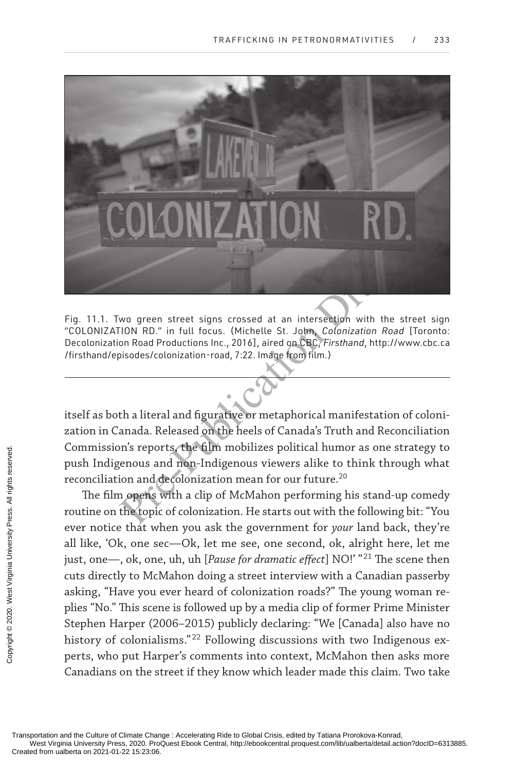Fig. 11.1. Two green street signs crossed at an intersection with the street sign "COLONIZATION RD." in full focus. (Michelle St. John, *Colonization Road* [Toronto: Decolonization Road Productions Inc., 2016], aired on CBC, *Firsthand*, http://www.cbc.ca/firsthand/episodes/colonization-road, 7:22. Image from film.)

itself as both a literal and figurative or metaphorical manifestation of colonization in Canada. Released on the heels of Canada's Truth and Reconciliation Commission's reports, the film mobilizes political humor as one strategy to push Indigenous and non-Indigenous viewers alike to think through what reconciliation and decolonization mean for our future.[20]

The film opens with a clip of McMahon performing his stand-up comedy routine on the topic of colonization. He starts out with the following bit: "You ever notice that when you ask the government for *your* land back, they're all like, 'Ok, one sec—Ok, let me see, one second, ok, alright here, let me just, one—, ok, one, uh, uh [*Pause for dramatic effect*] NO!' "[21] The scene then cuts directly to McMahon doing a street interview with a Canadian passerby asking, "Have you ever heard of colonization roads?" The young woman replies "No." This scene is followed up by a media clip of former Prime Minister Stephen Harper (2006–2015) publicly declaring: "We [Canada] also have no history of colonialisms."[22] Following discussions with two Indigenous experts, who put Harper's comments into context, McMahon then asks more Canadians on the street if they know which leader made this claim. Two take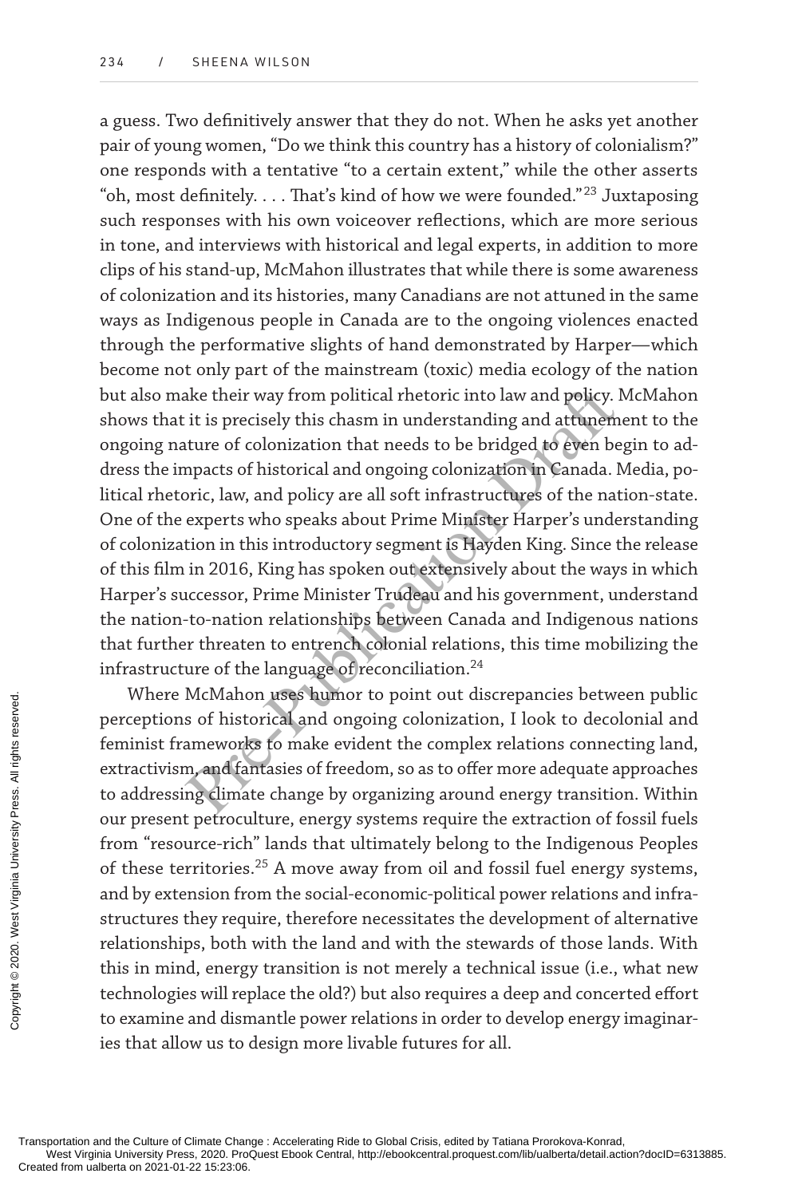a guess. Two definitively answer that they do not. When he asks yet another pair of young women, "Do we think this country has a history of colonialism?" one responds with a tentative "to a certain extent," while the other asserts "oh, most definitely. . . . That's kind of how we were founded."[23] Juxtaposing such responses with his own voiceover reflections, which are more serious in tone, and interviews with historical and legal experts, in addition to more clips of his stand-up, McMahon illustrates that while there is some awareness of colonization and its histories, many Canadians are not attuned in the same ways as Indigenous people in Canada are to the ongoing violences enacted through the performative slights of hand demonstrated by Harper—which become not only part of the mainstream (toxic) media ecology of the nation but also make their way from political rhetoric into law and policy. McMahon shows that it is precisely this chasm in understanding and attunement to the ongoing nature of colonization that needs to be bridged to even begin to address the impacts of historical and ongoing colonization in Canada. Media, political rhetoric, law, and policy are all soft infrastructures of the nation-state. One of the experts who speaks about Prime Minister Harper's understanding of colonization in this introductory segment is Hayden King. Since the release of this film in 2016, King has spoken out extensively about the ways in which Harper's successor, Prime Minister Trudeau and his government, understand the nation-to-nation relationships between Canada and Indigenous nations that further threaten to entrench colonial relations, this time mobilizing the infrastructure of the language of reconciliation.[24]

Where McMahon uses humor to point out discrepancies between public perceptions of historical and ongoing colonization, I look to decolonial and feminist frameworks to make evident the complex relations connecting land, extractivism, and fantasies of freedom, so as to offer more adequate approaches to addressing climate change by organizing around energy transition. Within our present petroculture, energy systems require the extraction of fossil fuels from "resource-rich" lands that ultimately belong to the Indigenous Peoples of these territories.[25] A move away from oil and fossil fuel energy systems, and by extension from the social-economic-political power relations and infrastructures they require, therefore necessitates the development of alternative relationships, both with the land and with the stewards of those lands. With this in mind, energy transition is not merely a technical issue (i.e., what new technologies will replace the old?) but also requires a deep and concerted effort to examine and dismantle power relations in order to develop energy imaginaries that allow us to design more livable futures for all.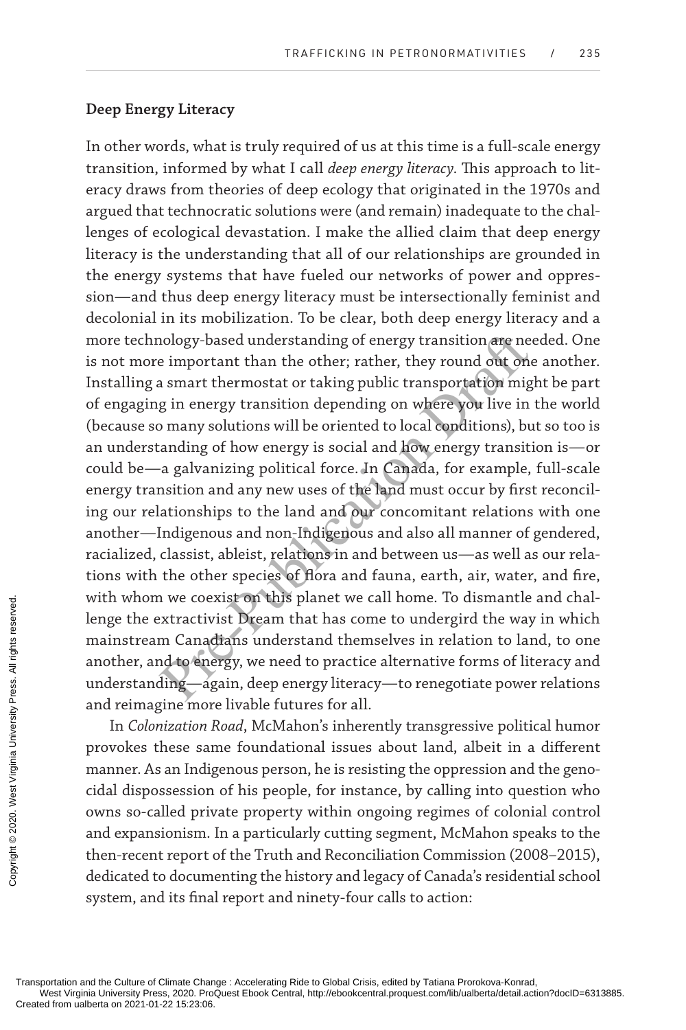## Deep Energy Literacy

In other words, what is truly required of us at this time is a full-scale energy transition, informed by what I call *deep energy literacy*. This approach to literacy draws from theories of deep ecology that originated in the 1970s and argued that technocratic solutions were (and remain) inadequate to the challenges of ecological devastation. I make the allied claim that deep energy literacy is the understanding that all of our relationships are grounded in the energy systems that have fueled our networks of power and oppression—and thus deep energy literacy must be intersectionally feminist and decolonial in its mobilization. To be clear, both deep energy literacy and a more technology-based understanding of energy transition are needed. One is not more important than the other; rather, they round out one another. Installing a smart thermostat or taking public transportation might be part of engaging in energy transition depending on where you live in the world (because so many solutions will be oriented to local conditions), but so too is an understanding of how energy is social and how energy transition is—or could be—a galvanizing political force. In Canada, for example, full-scale energy transition and any new uses of the land must occur by first reconciling our relationships to the land and our concomitant relations with one another—Indigenous and non-Indigenous and also all manner of gendered, racialized, classist, ableist, relations in and between us—as well as our relations with the other species of flora and fauna, earth, air, water, and fire, with whom we coexist on this planet we call home. To dismantle and challenge the extractivist Dream that has come to undergird the way in which mainstream Canadians understand themselves in relation to land, to one another, and to energy, we need to practice alternative forms of literacy and understanding—again, deep energy literacy—to renegotiate power relations and reimagine more livable futures for all.

In *Colonization Road*, McMahon's inherently transgressive political humor provokes these same foundational issues about land, albeit in a different manner. As an Indigenous person, he is resisting the oppression and the genocidal dispossession of his people, for instance, by calling into question who owns so-called private property within ongoing regimes of colonial control and expansionism. In a particularly cutting segment, McMahon speaks to the then-recent report of the Truth and Reconciliation Commission (2008–2015), dedicated to documenting the history and legacy of Canada's residential school system, and its final report and ninety-four calls to action: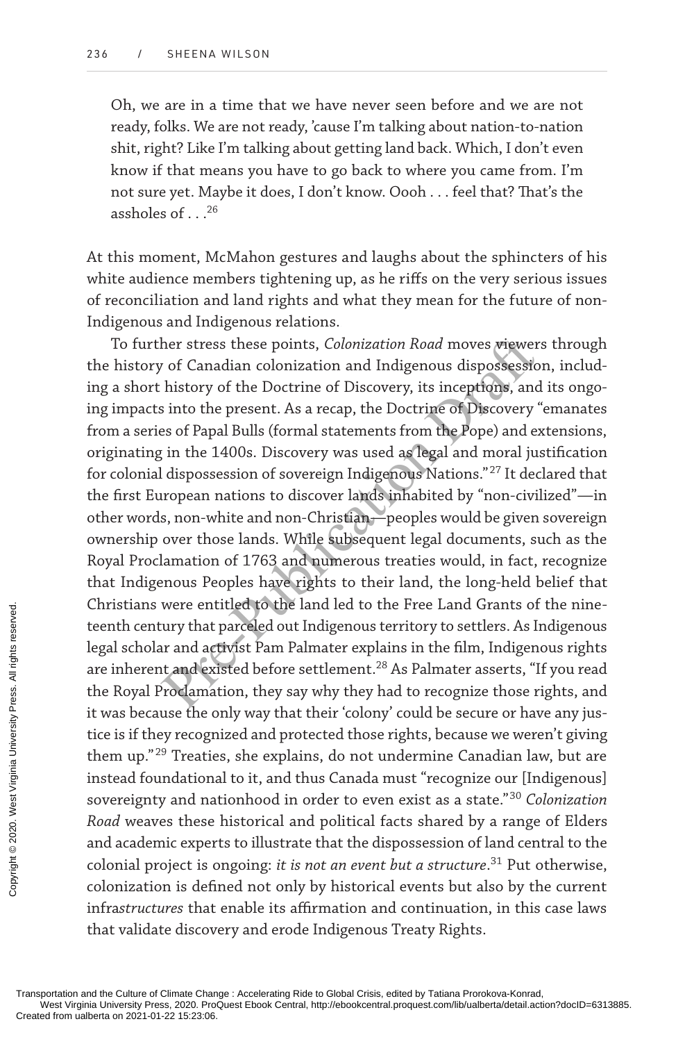Oh, we are in a time that we have never seen before and we are not ready, folks. We are not ready, 'cause I'm talking about nation-to-nation shit, right? Like I'm talking about getting land back. Which, I don't even know if that means you have to go back to where you came from. I'm not sure yet. Maybe it does, I don't know. Oooh . . . feel that? That's the assholes of . . .[26]

At this moment, McMahon gestures and laughs about the sphincters of his white audience members tightening up, as he riffs on the very serious issues of reconciliation and land rights and what they mean for the future of non-Indigenous and Indigenous relations.

To further stress these points, *Colonization Road* moves viewers through the history of Canadian colonization and Indigenous dispossession, including a short history of the Doctrine of Discovery, its inceptions, and its ongoing impacts into the present. As a recap, the Doctrine of Discovery "emanates from a series of Papal Bulls (formal statements from the Pope) and extensions, originating in the 1400s. Discovery was used as legal and moral justification for colonial dispossession of sovereign Indigenous Nations."[27] It declared that the first European nations to discover lands inhabited by "non-civilized"—in other words, non-white and non-Christian—peoples would be given sovereign ownership over those lands. While subsequent legal documents, such as the Royal Proclamation of 1763 and numerous treaties would, in fact, recognize that Indigenous Peoples have rights to their land, the long-held belief that Christians were entitled to the land led to the Free Land Grants of the nineteenth century that parceled out Indigenous territory to settlers. As Indigenous legal scholar and activist Pam Palmater explains in the film, Indigenous rights are inherent and existed before settlement.[28] As Palmater asserts, "If you read the Royal Proclamation, they say why they had to recognize those rights, and it was because the only way that their 'colony' could be secure or have any justice is if they recognized and protected those rights, because we weren't giving them up."[29] Treaties, she explains, do not undermine Canadian law, but are instead foundational to it, and thus Canada must "recognize our [Indigenous] sovereignty and nationhood in order to even exist as a state."[30] *Colonization Road* weaves these historical and political facts shared by a range of Elders and academic experts to illustrate that the dispossession of land central to the colonial project is ongoing: *it is not an event but a structure*.[31] Put otherwise, colonization is defined not only by historical events but also by the current infra*structures* that enable its affirmation and continuation, in this case laws that validate discovery and erode Indigenous Treaty Rights.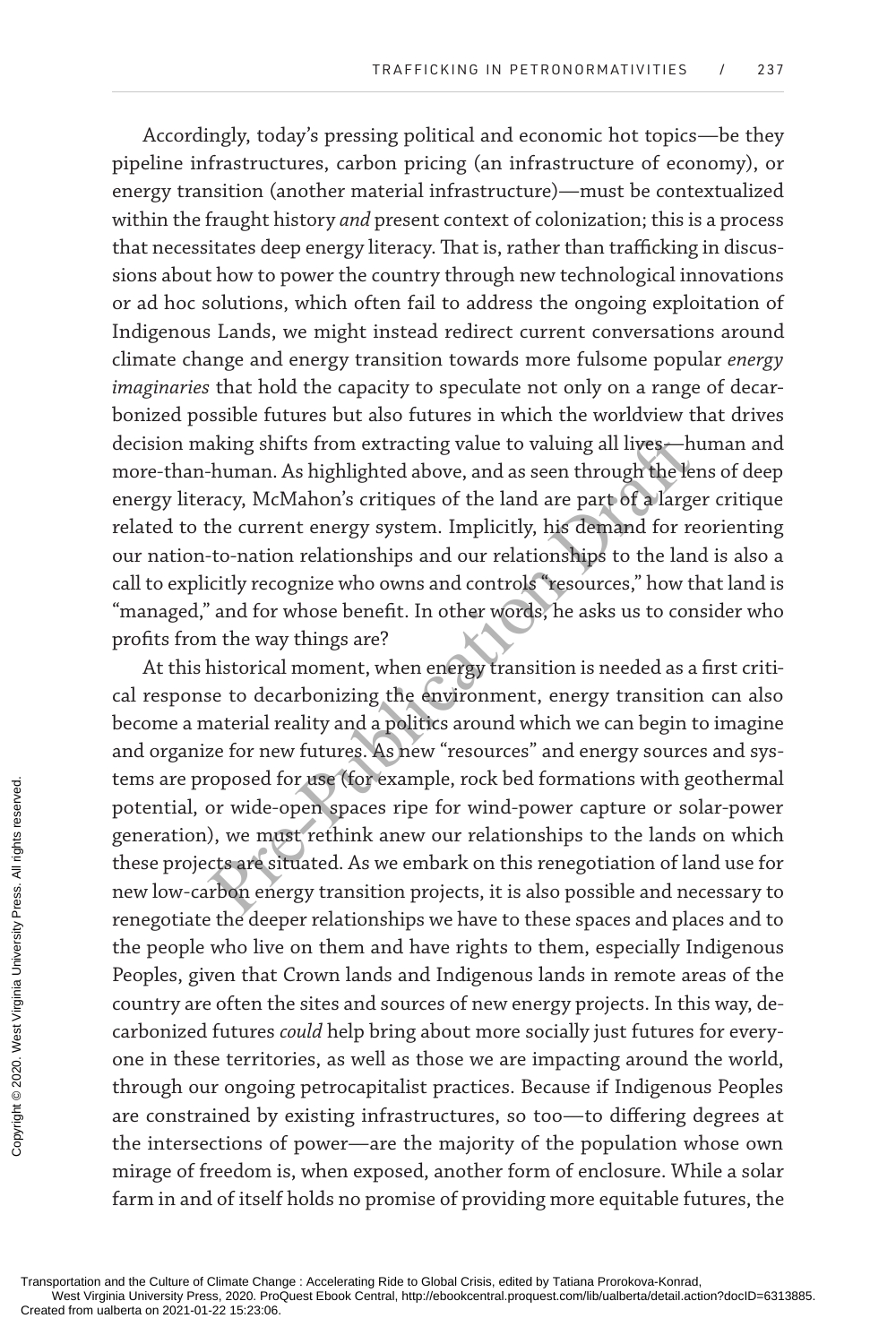Accordingly, today's pressing political and economic hot topics—be they pipeline infrastructures, carbon pricing (an infrastructure of economy), or energy transition (another material infrastructure)—must be contextualized within the fraught history *and* present context of colonization; this is a process that necessitates deep energy literacy. That is, rather than trafficking in discussions about how to power the country through new technological innovations or ad hoc solutions, which often fail to address the ongoing exploitation of Indigenous Lands, we might instead redirect current conversations around climate change and energy transition towards more fulsome popular *energy imaginaries* that hold the capacity to speculate not only on a range of decarbonized possible futures but also futures in which the worldview that drives decision making shifts from extracting value to valuing all lives—human and more-than-human. As highlighted above, and as seen through the lens of deep energy literacy, McMahon's critiques of the land are part of a larger critique related to the current energy system. Implicitly, his demand for reorienting our nation-to-nation relationships and our relationships to the land is also a call to explicitly recognize who owns and controls "resources," how that land is "managed," and for whose benefit. In other words, he asks us to consider who profits from the way things are?

At this historical moment, when energy transition is needed as a first critical response to decarbonizing the environment, energy transition can also become a material reality and a politics around which we can begin to imagine and organize for new futures. As new "resources" and energy sources and systems are proposed for use (for example, rock bed formations with geothermal potential, or wide-open spaces ripe for wind-power capture or solar-power generation), we must rethink anew our relationships to the lands on which these projects are situated. As we embark on this renegotiation of land use for new low-carbon energy transition projects, it is also possible and necessary to renegotiate the deeper relationships we have to these spaces and places and to the people who live on them and have rights to them, especially Indigenous Peoples, given that Crown lands and Indigenous lands in remote areas of the country are often the sites and sources of new energy projects. In this way, decarbonized futures *could* help bring about more socially just futures for everyone in these territories, as well as those we are impacting around the world, through our ongoing petrocapitalist practices. Because if Indigenous Peoples are constrained by existing infrastructures, so too—to differing degrees at the intersections of power—are the majority of the population whose own mirage of freedom is, when exposed, another form of enclosure. While a solar farm in and of itself holds no promise of providing more equitable futures, the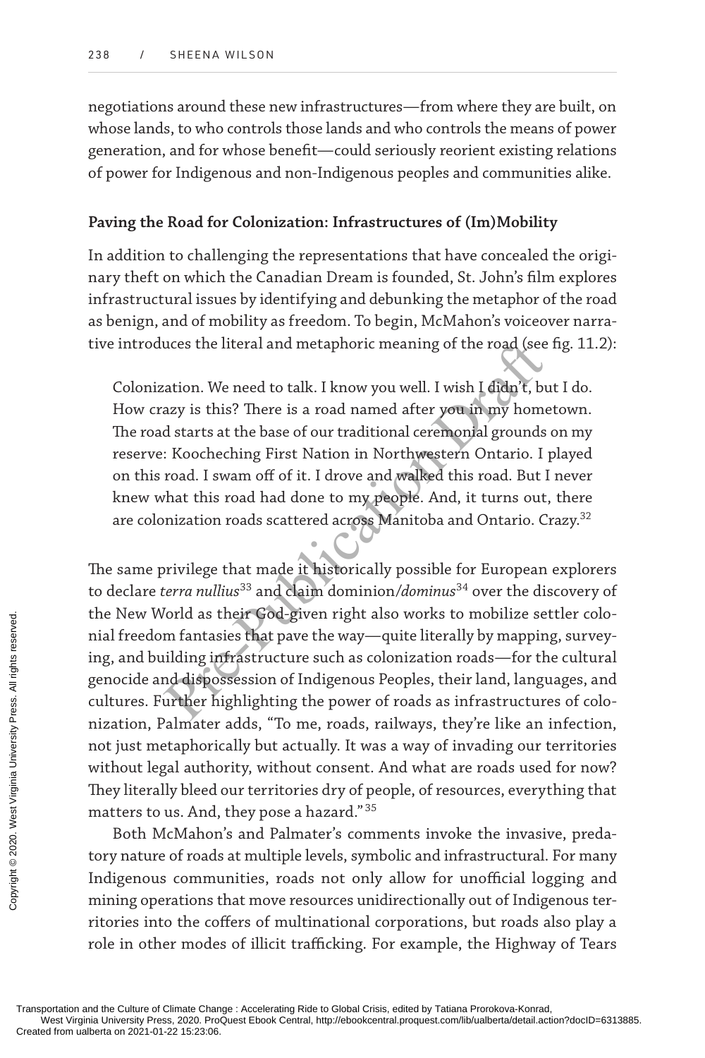negotiations around these new infrastructures—from where they are built, on whose lands, to who controls those lands and who controls the means of power generation, and for whose benefit—could seriously reorient existing relations of power for Indigenous and non-Indigenous peoples and communities alike.

### Paving the Road for Colonization: Infrastructures of (Im)Mobility

In addition to challenging the representations that have concealed the originary theft on which the Canadian Dream is founded, St. John's film explores infrastructural issues by identifying and debunking the metaphor of the road as benign, and of mobility as freedom. To begin, McMahon's voiceover narrative introduces the literal and metaphoric meaning of the road (see fig. 11.2):

> Colonization. We need to talk. I know you well. I wish I didn't, but I do. How crazy is this? There is a road named after you in my hometown. The road starts at the base of our traditional ceremonial grounds on my reserve: Koocheching First Nation in Northwestern Ontario. I played on this road. I swam off of it. I drove and walked this road. But I never knew what this road had done to my people. And, it turns out, there are colonization roads scattered across Manitoba and Ontario. Crazy.[32]

The same privilege that made it historically possible for European explorers to declare *terra nullius*[33] and claim dominion/*dominus*[34] over the discovery of the New World as their God-given right also works to mobilize settler colonial freedom fantasies that pave the way—quite literally by mapping, surveying, and building infrastructure such as colonization roads—for the cultural genocide and dispossession of Indigenous Peoples, their land, languages, and cultures. Further highlighting the power of roads as infrastructures of colonization, Palmater adds, "To me, roads, railways, they're like an infection, not just metaphorically but actually. It was a way of invading our territories without legal authority, without consent. And what are roads used for now? They literally bleed our territories dry of people, of resources, everything that matters to us. And, they pose a hazard."[35]

Both McMahon's and Palmater's comments invoke the invasive, predatory nature of roads at multiple levels, symbolic and infrastructural. For many Indigenous communities, roads not only allow for unofficial logging and mining operations that move resources unidirectionally out of Indigenous territories into the coffers of multinational corporations, but roads also play a role in other modes of illicit trafficking. For example, the Highway of Tears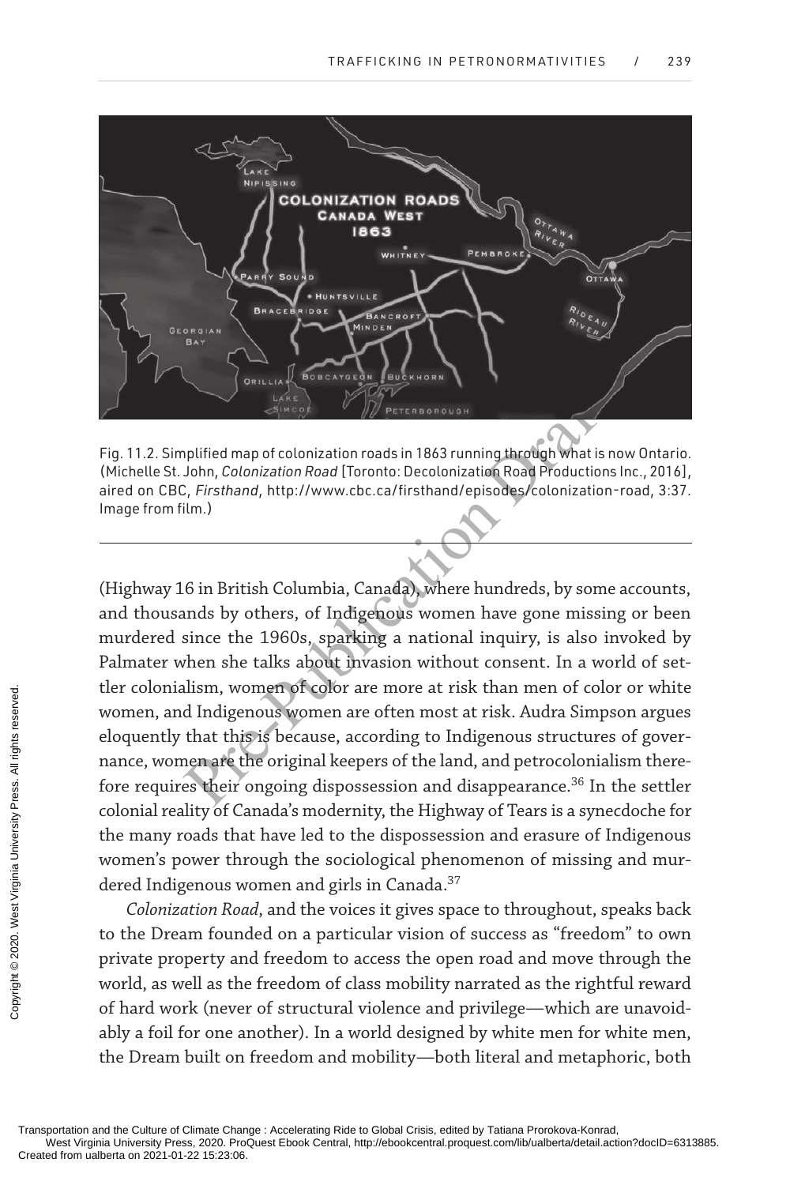Fig. 11.2. Simplified map of colonization roads in 1863 running through what is now Ontario. (Michelle St. John, *Colonization Road* [Toronto: Decolonization Road Productions Inc., 2016], aired on CBC, *Firsthand*, http://www.cbc.ca/firsthand/episodes/colonization-road, 3:37. Image from film.)

(Highway 16 in British Columbia, Canada), where hundreds, by some accounts, and thousands by others, of Indigenous women have gone missing or been murdered since the 1960s, sparking a national inquiry, is also invoked by Palmater when she talks about invasion without consent. In a world of settler colonialism, women of color are more at risk than men of color or white women, and Indigenous women are often most at risk. Audra Simpson argues eloquently that this is because, according to Indigenous structures of governance, women are the original keepers of the land, and petrocolonialism therefore requires their ongoing dispossession and disappearance.[36] In the settler colonial reality of Canada's modernity, the Highway of Tears is a synecdoche for the many roads that have led to the dispossession and erasure of Indigenous women's power through the sociological phenomenon of missing and murdered Indigenous women and girls in Canada.[37]

*Colonization Road*, and the voices it gives space to throughout, speaks back to the Dream founded on a particular vision of success as "freedom" to own private property and freedom to access the open road and move through the world, as well as the freedom of class mobility narrated as the rightful reward of hard work (never of structural violence and privilege—which are unavoidably a foil for one another). In a world designed by white men for white men, the Dream built on freedom and mobility—both literal and metaphoric, both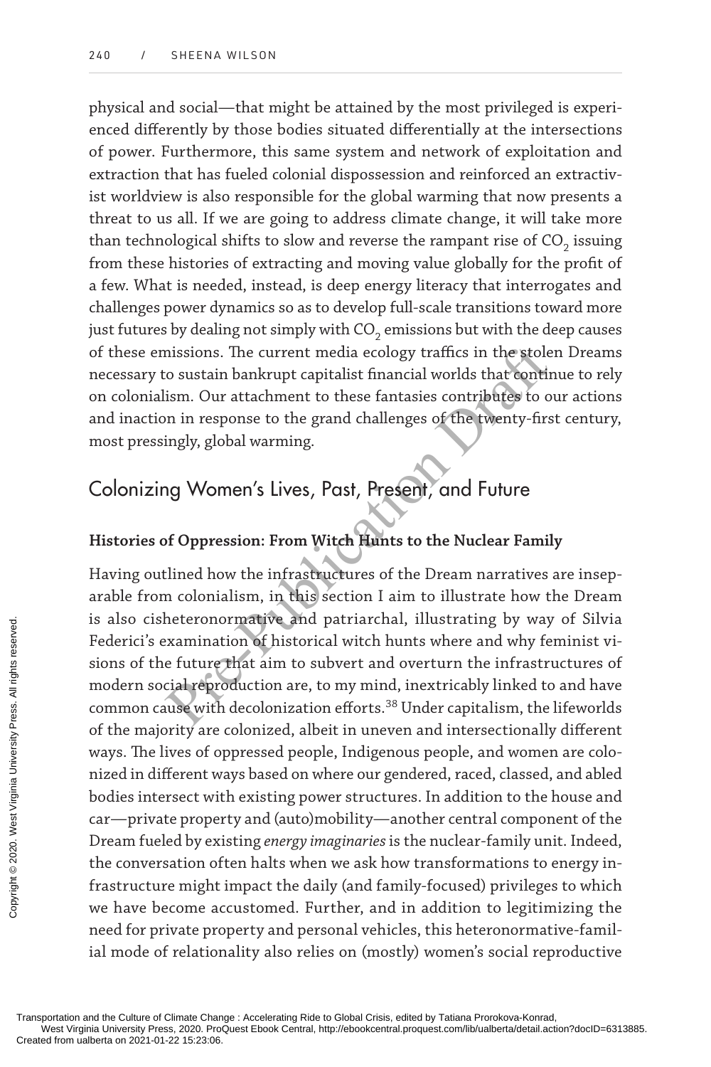physical and social—that might be attained by the most privileged is experienced differently by those bodies situated differentially at the intersections of power. Furthermore, this same system and network of exploitation and extraction that has fueled colonial dispossession and reinforced an extractivist worldview is also responsible for the global warming that now presents a threat to us all. If we are going to address climate change, it will take more than technological shifts to slow and reverse the rampant rise of $CO_2$ issuing from these histories of extracting and moving value globally for the profit of a few. What is needed, instead, is deep energy literacy that interrogates and challenges power dynamics so as to develop full-scale transitions toward more just futures by dealing not simply with $CO_2$ emissions but with the deep causes of these emissions. The current media ecology traffics in the stolen Dreams necessary to sustain bankrupt capitalist financial worlds that continue to rely on colonialism. Our attachment to these fantasies contributes to our actions and inaction in response to the grand challenges of the twenty-first century, most pressingly, global warming.

## Colonizing Women's Lives, Past, Present, and Future

### Histories of Oppression: From Witch Hunts to the Nuclear Family

Having outlined how the infrastructures of the Dream narratives are inseparable from colonialism, in this section I aim to illustrate how the Dream is also cisheteronormative and patriarchal, illustrating by way of Silvia Federici's examination of historical witch hunts where and why feminist visions of the future that aim to subvert and overturn the infrastructures of modern social reproduction are, to my mind, inextricably linked to and have common cause with decolonization efforts.[38] Under capitalism, the lifeworlds of the majority are colonized, albeit in uneven and intersectionally different ways. The lives of oppressed people, Indigenous people, and women are colonized in different ways based on where our gendered, raced, classed, and abled bodies intersect with existing power structures. In addition to the house and car—private property and (auto)mobility—another central component of the Dream fueled by existing *energy imaginaries* is the nuclear-family unit. Indeed, the conversation often halts when we ask how transformations to energy infrastructure might impact the daily (and family-focused) privileges to which we have become accustomed. Further, and in addition to legitimizing the need for private property and personal vehicles, this heteronormative-familial mode of relationality also relies on (mostly) women's social reproductive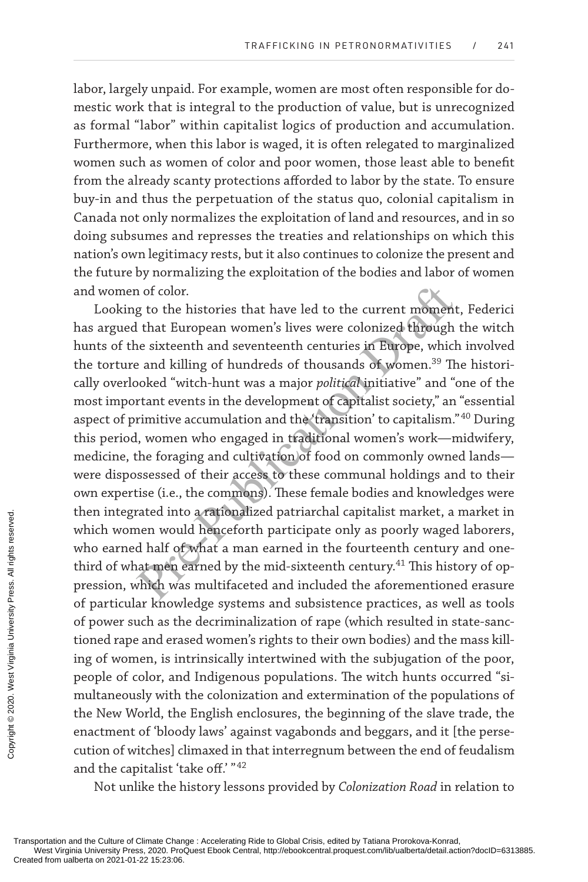labor, largely unpaid. For example, women are most often responsible for domestic work that is integral to the production of value, but is unrecognized as formal "labor" within capitalist logics of production and accumulation. Furthermore, when this labor is waged, it is often relegated to marginalized women such as women of color and poor women, those least able to benefit from the already scanty protections afforded to labor by the state. To ensure buy-in and thus the perpetuation of the status quo, colonial capitalism in Canada not only normalizes the exploitation of land and resources, and in so doing subsumes and represses the treaties and relationships on which this nation's own legitimacy rests, but it also continues to colonize the present and the future by normalizing the exploitation of the bodies and labor of women and women of color.

Looking to the histories that have led to the current moment, Federici has argued that European women's lives were colonized through the witch hunts of the sixteenth and seventeenth centuries in Europe, which involved the torture and killing of hundreds of thousands of women.[39] The historically overlooked "witch-hunt was a major *political* initiative" and "one of the most important events in the development of capitalist society," an "essential aspect of primitive accumulation and the 'transition' to capitalism."[40] During this period, women who engaged in traditional women's work—midwifery, medicine, the foraging and cultivation of food on commonly owned lands—were dispossessed of their access to these communal holdings and to their own expertise (i.e., the commons). These female bodies and knowledges were then integrated into a rationalized patriarchal capitalist market, a market in which women would henceforth participate only as poorly waged laborers, who earned half of what a man earned in the fourteenth century and one-third of what men earned by the mid-sixteenth century.[41] This history of oppression, which was multifaceted and included the aforementioned erasure of particular knowledge systems and subsistence practices, as well as tools of power such as the decriminalization of rape (which resulted in state-sanctioned rape and erased women's rights to their own bodies) and the mass killing of women, is intrinsically intertwined with the subjugation of the poor, people of color, and Indigenous populations. The witch hunts occurred "simultaneously with the colonization and extermination of the populations of the New World, the English enclosures, the beginning of the slave trade, the enactment of 'bloody laws' against vagabonds and beggars, and it [the persecution of witches] climaxed in that interregnum between the end of feudalism and the capitalist 'take off.' "[42]

Not unlike the history lessons provided by *Colonization Road* in relation to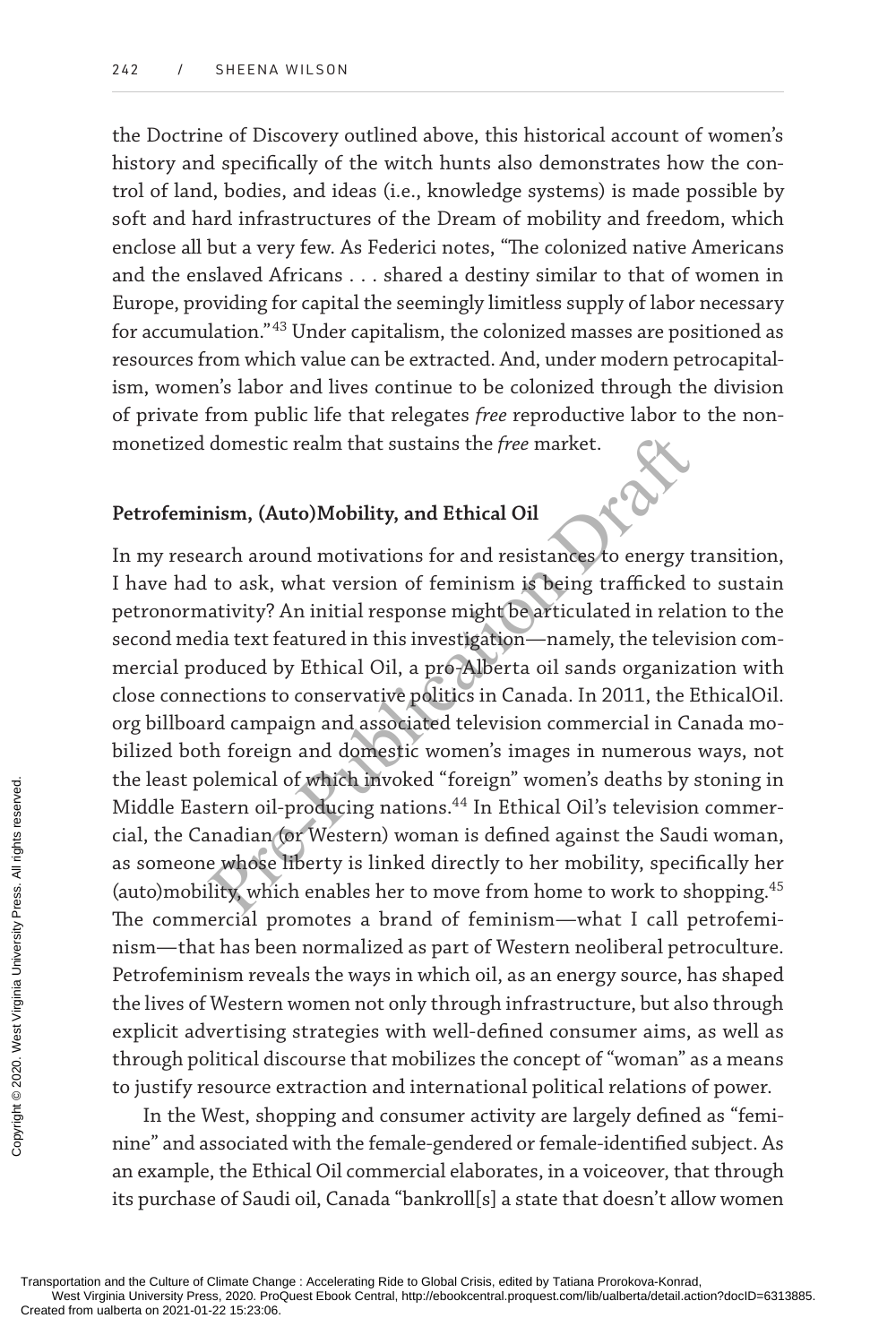the Doctrine of Discovery outlined above, this historical account of women's history and specifically of the witch hunts also demonstrates how the control of land, bodies, and ideas (i.e., knowledge systems) is made possible by soft and hard infrastructures of the Dream of mobility and freedom, which enclose all but a very few. As Federici notes, "The colonized native Americans and the enslaved Africans . . . shared a destiny similar to that of women in Europe, providing for capital the seemingly limitless supply of labor necessary for accumulation."[43] Under capitalism, the colonized masses are positioned as resources from which value can be extracted. And, under modern petrocapitalism, women's labor and lives continue to be colonized through the division of private from public life that relegates *free* reproductive labor to the nonmonetized domestic realm that sustains the *free* market.

### Petrofeminism, (Auto)Mobility, and Ethical Oil

In my research around motivations for and resistances to energy transition, I have had to ask, what version of feminism is being trafficked to sustain petronormativity? An initial response might be articulated in relation to the second media text featured in this investigation—namely, the television commercial produced by Ethical Oil, a pro-Alberta oil sands organization with close connections to conservative politics in Canada. In 2011, the EthicalOil.org billboard campaign and associated television commercial in Canada mobilized both foreign and domestic women's images in numerous ways, not the least polemical of which invoked "foreign" women's deaths by stoning in Middle Eastern oil-producing nations.[44] In Ethical Oil's television commercial, the Canadian (or Western) woman is defined against the Saudi woman, as someone whose liberty is linked directly to her mobility, specifically her (auto)mobility, which enables her to move from home to work to shopping.[45] The commercial promotes a brand of feminism—what I call petrofeminism—that has been normalized as part of Western neoliberal petroculture. Petrofeminism reveals the ways in which oil, as an energy source, has shaped the lives of Western women not only through infrastructure, but also through explicit advertising strategies with well-defined consumer aims, as well as through political discourse that mobilizes the concept of "woman" as a means to justify resource extraction and international political relations of power.

In the West, shopping and consumer activity are largely defined as "feminine" and associated with the female-gendered or female-identified subject. As an example, the Ethical Oil commercial elaborates, in a voiceover, that through its purchase of Saudi oil, Canada "bankroll[s] a state that doesn't allow women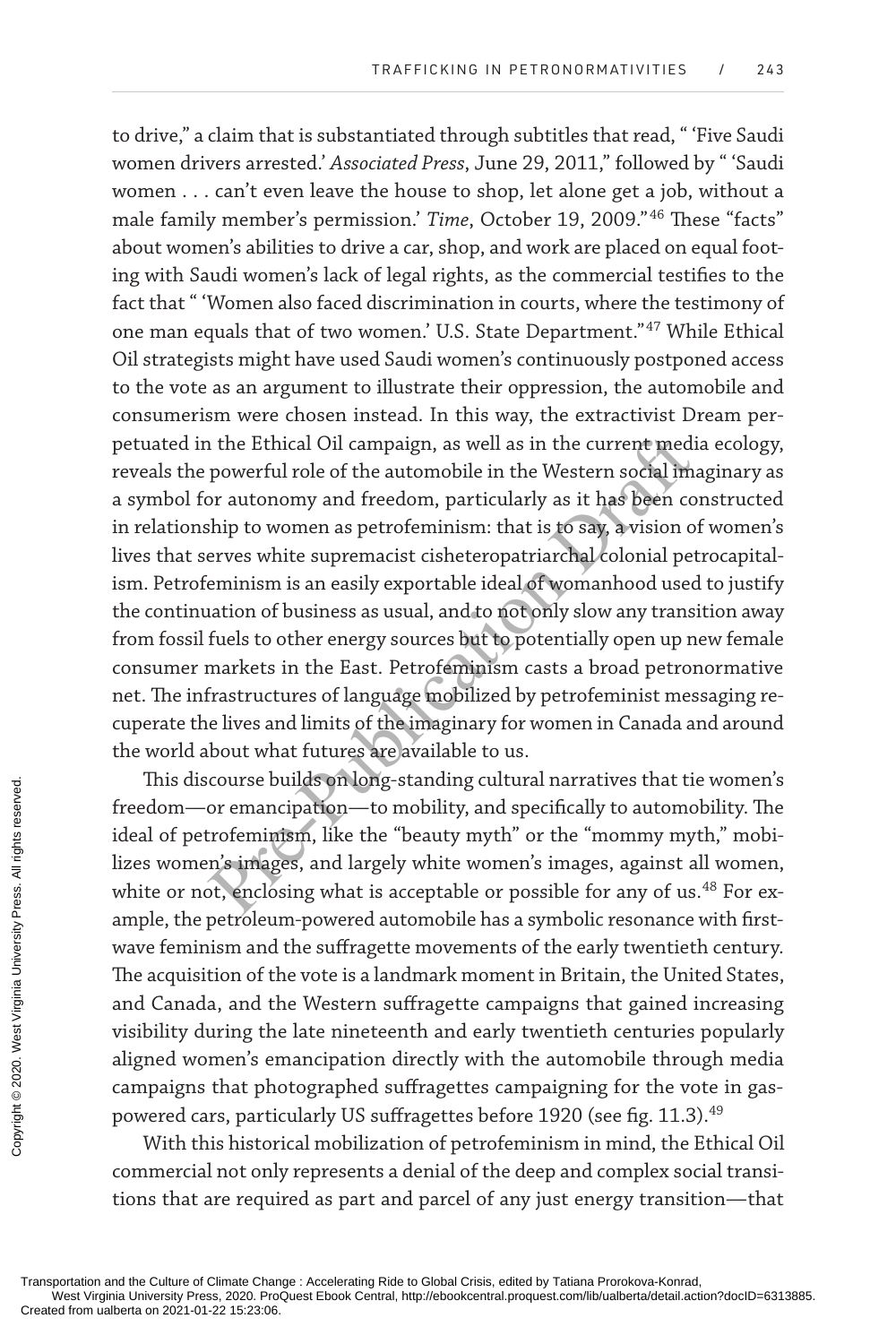to drive," a claim that is substantiated through subtitles that read, " 'Five Saudi women drivers arrested.' *Associated Press*, June 29, 2011," followed by " 'Saudi women . . . can't even leave the house to shop, let alone get a job, without a male family member's permission.' *Time*, October 19, 2009."[46] These "facts" about women's abilities to drive a car, shop, and work are placed on equal footing with Saudi women's lack of legal rights, as the commercial testifies to the fact that " 'Women also faced discrimination in courts, where the testimony of one man equals that of two women.' U.S. State Department."[47] While Ethical Oil strategists might have used Saudi women's continuously postponed access to the vote as an argument to illustrate their oppression, the automobile and consumerism were chosen instead. In this way, the extractivist Dream perpetuated in the Ethical Oil campaign, as well as in the current media ecology, reveals the powerful role of the automobile in the Western social imaginary as a symbol for autonomy and freedom, particularly as it has been constructed in relationship to women as petrofeminism: that is to say, a vision of women's lives that serves white supremacist cisheteropatriarchal colonial petrocapitalism. Petrofeminism is an easily exportable ideal of womanhood used to justify the continuation of business as usual, and to not only slow any transition away from fossil fuels to other energy sources but to potentially open up new female consumer markets in the East. Petrofeminism casts a broad petronormative net. The infrastructures of language mobilized by petrofeminist messaging recuperate the lives and limits of the imaginary for women in Canada and around the world about what futures are available to us.

This discourse builds on long-standing cultural narratives that tie women's freedom—or emancipation—to mobility, and specifically to automobility. The ideal of petrofeminism, like the "beauty myth" or the "mommy myth," mobilizes women's images, and largely white women's images, against all women, white or not, enclosing what is acceptable or possible for any of us.[48] For example, the petroleum-powered automobile has a symbolic resonance with first-wave feminism and the suffragette movements of the early twentieth century. The acquisition of the vote is a landmark moment in Britain, the United States, and Canada, and the Western suffragette campaigns that gained increasing visibility during the late nineteenth and early twentieth centuries popularly aligned women's emancipation directly with the automobile through media campaigns that photographed suffragettes campaigning for the vote in gas-powered cars, particularly US suffragettes before 1920 (see fig. 11.3).[49]

With this historical mobilization of petrofeminism in mind, the Ethical Oil commercial not only represents a denial of the deep and complex social transitions that are required as part and parcel of any just energy transition—that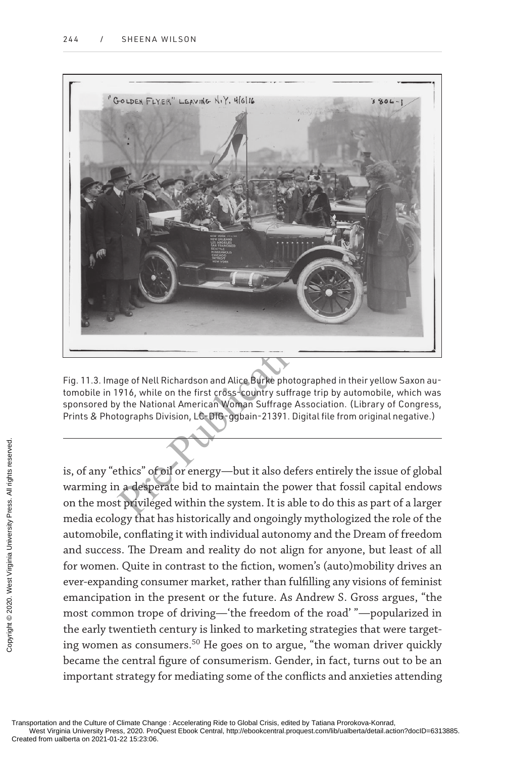Fig. 11.3. Image of Nell Richardson and Alice Burke photographed in their yellow Saxon automobile in 1916, while on the first cross-country suffrage trip by automobile, which was sponsored by the National American Woman Suffrage Association. (Library of Congress, Prints & Photographs Division, LC-DIG-ggbain-21391. Digital file from original negative.)

is, of any "ethics" of oil or energy—but it also defers entirely the issue of global warming in a desperate bid to maintain the power that fossil capital endows on the most privileged within the system. It is able to do this as part of a larger media ecology that has historically and ongoingly mythologized the role of the automobile, conflating it with individual autonomy and the Dream of freedom and success. The Dream and reality do not align for anyone, but least of all for women. Quite in contrast to the fiction, women's (auto)mobility drives an ever-expanding consumer market, rather than fulfilling any visions of feminist emancipation in the present or the future. As Andrew S. Gross argues, "the most common trope of driving—'the freedom of the road' "—popularized in the early twentieth century is linked to marketing strategies that were targeting women as consumers.[50] He goes on to argue, "the woman driver quickly became the central figure of consumerism. Gender, in fact, turns out to be an important strategy for mediating some of the conflicts and anxieties attending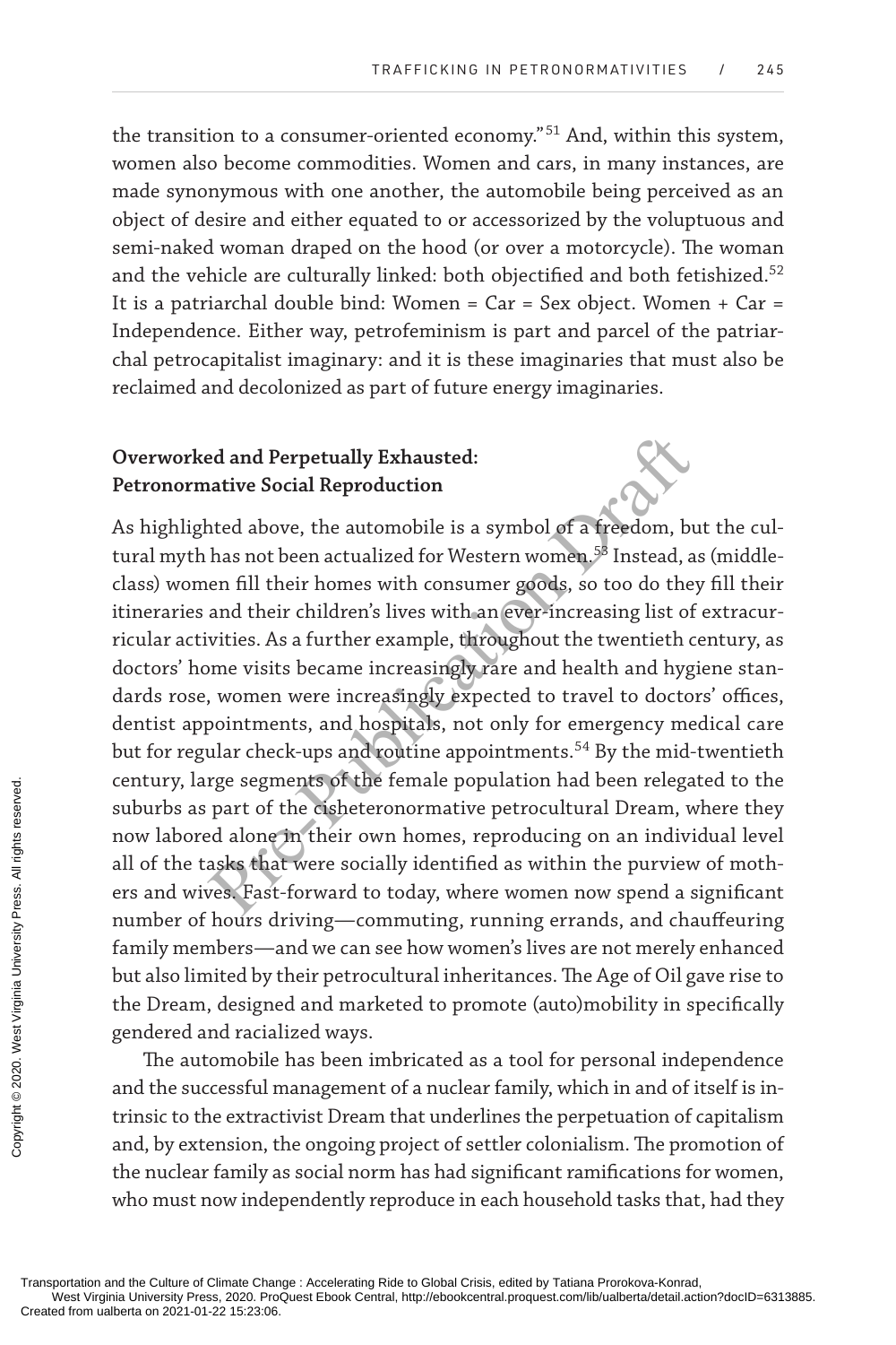the transition to a consumer-oriented economy."[51] And, within this system, women also become commodities. Women and cars, in many instances, are made synonymous with one another, the automobile being perceived as an object of desire and either equated to or accessorized by the voluptuous and semi-naked woman draped on the hood (or over a motorcycle). The woman and the vehicle are culturally linked: both objectified and both fetishized.[52] It is a patriarchal double bind: Women = Car = Sex object. Women + Car = Independence. Either way, petrofeminism is part and parcel of the patriarchal petrocapitalist imaginary: and it is these imaginaries that must also be reclaimed and decolonized as part of future energy imaginaries.

## Overworked and Perpetually Exhausted: Petronormative Social Reproduction

As highlighted above, the automobile is a symbol of a freedom, but the cultural myth has not been actualized for Western women.[53] Instead, as (middle-class) women fill their homes with consumer goods, so too do they fill their itineraries and their children's lives with an ever-increasing list of extracurricular activities. As a further example, throughout the twentieth century, as doctors' home visits became increasingly rare and health and hygiene standards rose, women were increasingly expected to travel to doctors' offices, dentist appointments, and hospitals, not only for emergency medical care but for regular check-ups and routine appointments.[54] By the mid-twentieth century, large segments of the female population had been relegated to the suburbs as part of the cisheteronormative petrocultural Dream, where they now labored alone in their own homes, reproducing on an individual level all of the tasks that were socially identified as within the purview of mothers and wives. Fast-forward to today, where women now spend a significant number of hours driving—commuting, running errands, and chauffeuring family members—and we can see how women's lives are not merely enhanced but also limited by their petrocultural inheritances. The Age of Oil gave rise to the Dream, designed and marketed to promote (auto)mobility in specifically gendered and racialized ways.

The automobile has been imbricated as a tool for personal independence and the successful management of a nuclear family, which in and of itself is intrinsic to the extractivist Dream that underlines the perpetuation of capitalism and, by extension, the ongoing project of settler colonialism. The promotion of the nuclear family as social norm has had significant ramifications for women, who must now independently reproduce in each household tasks that, had they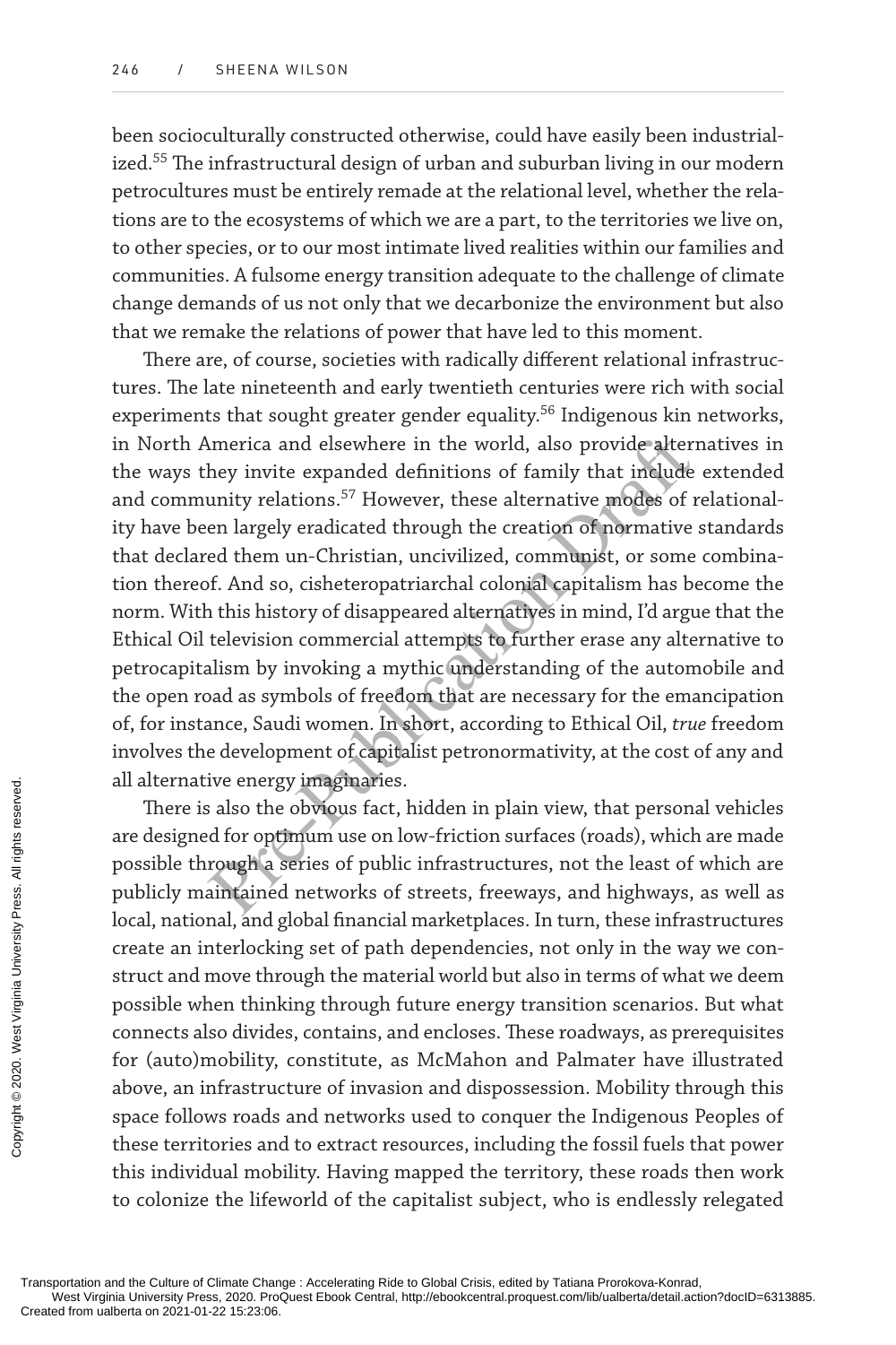been socioculturally constructed otherwise, could have easily been industrialized.[55] The infrastructural design of urban and suburban living in our modern petrocultures must be entirely remade at the relational level, whether the relations are to the ecosystems of which we are a part, to the territories we live on, to other species, or to our most intimate lived realities within our families and communities. A fulsome energy transition adequate to the challenge of climate change demands of us not only that we decarbonize the environment but also that we remake the relations of power that have led to this moment.

There are, of course, societies with radically different relational infrastructures. The late nineteenth and early twentieth centuries were rich with social experiments that sought greater gender equality.[56] Indigenous kin networks, in North America and elsewhere in the world, also provide alternatives in the ways they invite expanded definitions of family that include extended and community relations.[57] However, these alternative modes of relationality have been largely eradicated through the creation of normative standards that declared them un-Christian, uncivilized, communist, or some combination thereof. And so, cisheteropatriarchal colonial capitalism has become the norm. With this history of disappeared alternatives in mind, I'd argue that the Ethical Oil television commercial attempts to further erase any alternative to petrocapitalism by invoking a mythic understanding of the automobile and the open road as symbols of freedom that are necessary for the emancipation of, for instance, Saudi women. In short, according to Ethical Oil, *true* freedom involves the development of capitalist petronormativity, at the cost of any and all alternative energy imaginaries.

There is also the obvious fact, hidden in plain view, that personal vehicles are designed for optimum use on low-friction surfaces (roads), which are made possible through a series of public infrastructures, not the least of which are publicly maintained networks of streets, freeways, and highways, as well as local, national, and global financial marketplaces. In turn, these infrastructures create an interlocking set of path dependencies, not only in the way we construct and move through the material world but also in terms of what we deem possible when thinking through future energy transition scenarios. But what connects also divides, contains, and encloses. These roadways, as prerequisites for (auto)mobility, constitute, as McMahon and Palmater have illustrated above, an infrastructure of invasion and dispossession. Mobility through this space follows roads and networks used to conquer the Indigenous Peoples of these territories and to extract resources, including the fossil fuels that power this individual mobility. Having mapped the territory, these roads then work to colonize the lifeworld of the capitalist subject, who is endlessly relegated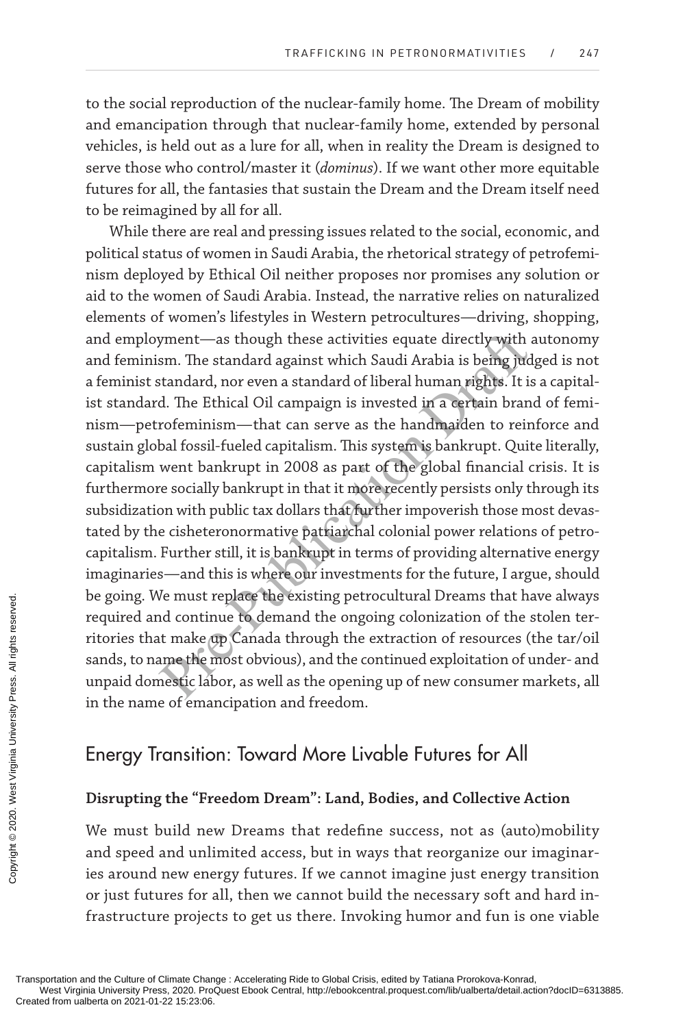to the social reproduction of the nuclear-family home. The Dream of mobility and emancipation through that nuclear-family home, extended by personal vehicles, is held out as a lure for all, when in reality the Dream is designed to serve those who control/master it (*dominus*). If we want other more equitable futures for all, the fantasies that sustain the Dream and the Dream itself need to be reimagined by all for all.

While there are real and pressing issues related to the social, economic, and political status of women in Saudi Arabia, the rhetorical strategy of petrofeminism deployed by Ethical Oil neither proposes nor promises any solution or aid to the women of Saudi Arabia. Instead, the narrative relies on naturalized elements of women's lifestyles in Western petrocultures—driving, shopping, and employment—as though these activities equate directly with autonomy and feminism. The standard against which Saudi Arabia is being judged is not a feminist standard, nor even a standard of liberal human rights. It is a capitalist standard. The Ethical Oil campaign is invested in a certain brand of feminism—petrofeminism—that can serve as the handmaiden to reinforce and sustain global fossil-fueled capitalism. This system is bankrupt. Quite literally, capitalism went bankrupt in 2008 as part of the global financial crisis. It is furthermore socially bankrupt in that it more recently persists only through its subsidization with public tax dollars that further impoverish those most devastated by the cisheteronormative patriarchal colonial power relations of petrocapitalism. Further still, it is bankrupt in terms of providing alternative energy imaginaries—and this is where our investments for the future, I argue, should be going. We must replace the existing petrocultural Dreams that have always required and continue to demand the ongoing colonization of the stolen territories that make up Canada through the extraction of resources (the tar/oil sands, to name the most obvious), and the continued exploitation of under- and unpaid domestic labor, as well as the opening up of new consumer markets, all in the name of emancipation and freedom.

## Energy Transition: Toward More Livable Futures for All

### Disrupting the "Freedom Dream": Land, Bodies, and Collective Action

We must build new Dreams that redefine success, not as (auto)mobility and speed and unlimited access, but in ways that reorganize our imaginaries around new energy futures. If we cannot imagine just energy transition or just futures for all, then we cannot build the necessary soft and hard infrastructure projects to get us there. Invoking humor and fun is one viable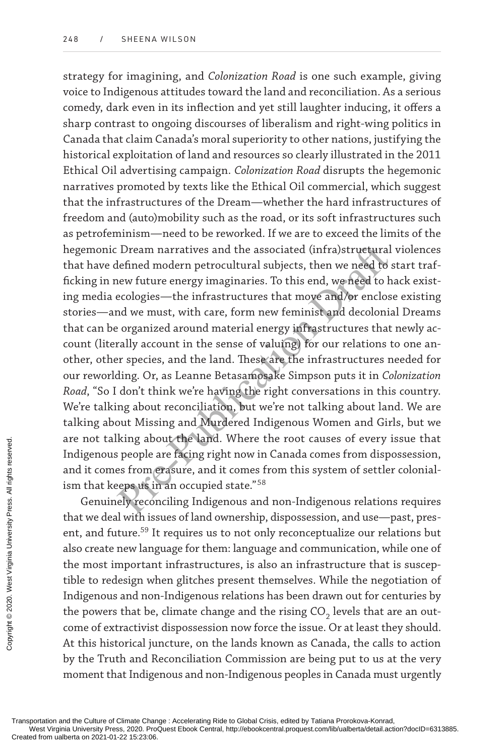strategy for imagining, and *Colonization Road* is one such example, giving voice to Indigenous attitudes toward the land and reconciliation. As a serious comedy, dark even in its inflection and yet still laughter inducing, it offers a sharp contrast to ongoing discourses of liberalism and right-wing politics in Canada that claim Canada's moral superiority to other nations, justifying the historical exploitation of land and resources so clearly illustrated in the 2011 Ethical Oil advertising campaign. *Colonization Road* disrupts the hegemonic narratives promoted by texts like the Ethical Oil commercial, which suggest that the infrastructures of the Dream—whether the hard infrastructures of freedom and (auto)mobility such as the road, or its soft infrastructures such as petrofeminism—need to be reworked. If we are to exceed the limits of the hegemonic Dream narratives and the associated (infra)structural violences that have defined modern petrocultural subjects, then we need to start trafficking in new future energy imaginaries. To this end, we need to hack existing media ecologies—the infrastructures that move and/or enclose existing stories—and we must, with care, form new feminist and decolonial Dreams that can be organized around material energy infrastructures that newly account (literally account in the sense of valuing) for our relations to one another, other species, and the land. These are the infrastructures needed for our reworlding. Or, as Leanne Betasamosake Simpson puts it in *Colonization Road*, "So I don't think we're having the right conversations in this country. We're talking about reconciliation, but we're not talking about land. We are talking about Missing and Murdered Indigenous Women and Girls, but we are not talking about the land. Where the root causes of every issue that Indigenous people are facing right now in Canada comes from dispossession, and it comes from erasure, and it comes from this system of settler colonialism that keeps us in an occupied state."[58]

Genuinely reconciling Indigenous and non-Indigenous relations requires that we deal with issues of land ownership, dispossession, and use—past, present, and future.[59] It requires us to not only reconceptualize our relations but also create new language for them: language and communication, while one of the most important infrastructures, is also an infrastructure that is susceptible to redesign when glitches present themselves. While the negotiation of Indigenous and non-Indigenous relations has been drawn out for centuries by the powers that be, climate change and the rising $CO_2$ levels that are an outcome of extractivist dispossession now force the issue. Or at least they should. At this historical juncture, on the lands known as Canada, the calls to action by the Truth and Reconciliation Commission are being put to us at the very moment that Indigenous and non-Indigenous peoples in Canada must urgently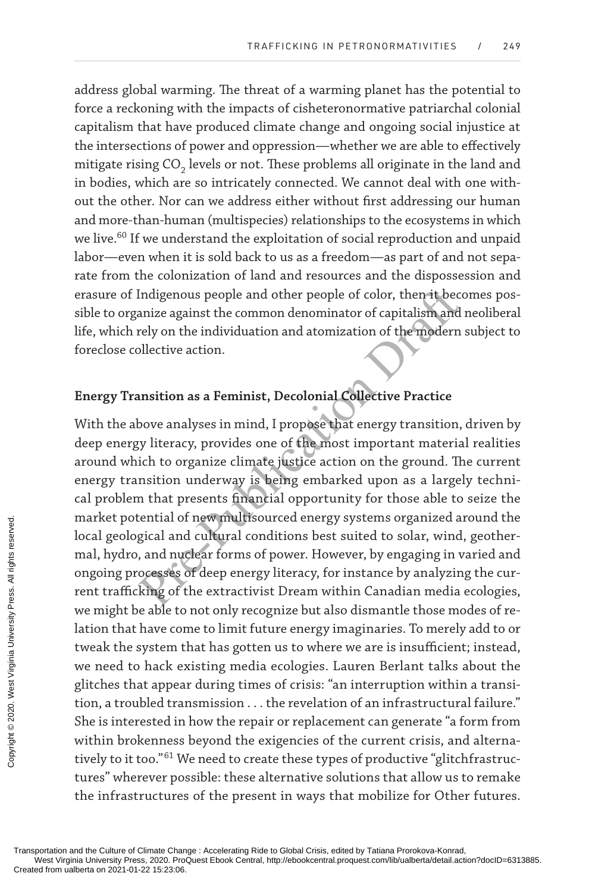address global warming. The threat of a warming planet has the potential to force a reckoning with the impacts of cisheteronormative patriarchal colonial capitalism that have produced climate change and ongoing social injustice at the intersections of power and oppression—whether we are able to effectively mitigate rising $CO_2$ levels or not. These problems all originate in the land and in bodies, which are so intricately connected. We cannot deal with one without the other. Nor can we address either without first addressing our human and more-than-human (multispecies) relationships to the ecosystems in which we live.[60] If we understand the exploitation of social reproduction and unpaid labor—even when it is sold back to us as a freedom—as part of and not separate from the colonization of land and resources and the dispossession and erasure of Indigenous people and other people of color, then it becomes possible to organize against the common denominator of capitalism and neoliberal life, which rely on the individuation and atomization of the modern subject to foreclose collective action.

## Energy Transition as a Feminist, Decolonial Collective Practice

With the above analyses in mind, I propose that energy transition, driven by deep energy literacy, provides one of the most important material realities around which to organize climate justice action on the ground. The current energy transition underway is being embarked upon as a largely technical problem that presents financial opportunity for those able to seize the market potential of new multisourced energy systems organized around the local geological and cultural conditions best suited to solar, wind, geothermal, hydro, and nuclear forms of power. However, by engaging in varied and ongoing processes of deep energy literacy, for instance by analyzing the current trafficking of the extractivist Dream within Canadian media ecologies, we might be able to not only recognize but also dismantle those modes of relation that have come to limit future energy imaginaries. To merely add to or tweak the system that has gotten us to where we are is insufficient; instead, we need to hack existing media ecologies. Lauren Berlant talks about the glitches that appear during times of crisis: "an interruption within a transition, a troubled transmission . . . the revelation of an infrastructural failure." She is interested in how the repair or replacement can generate "a form from within brokenness beyond the exigencies of the current crisis, and alternatively to it too."[61] We need to create these types of productive "glitchfrastructures" wherever possible: these alternative solutions that allow us to remake the infrastructures of the present in ways that mobilize for Other futures.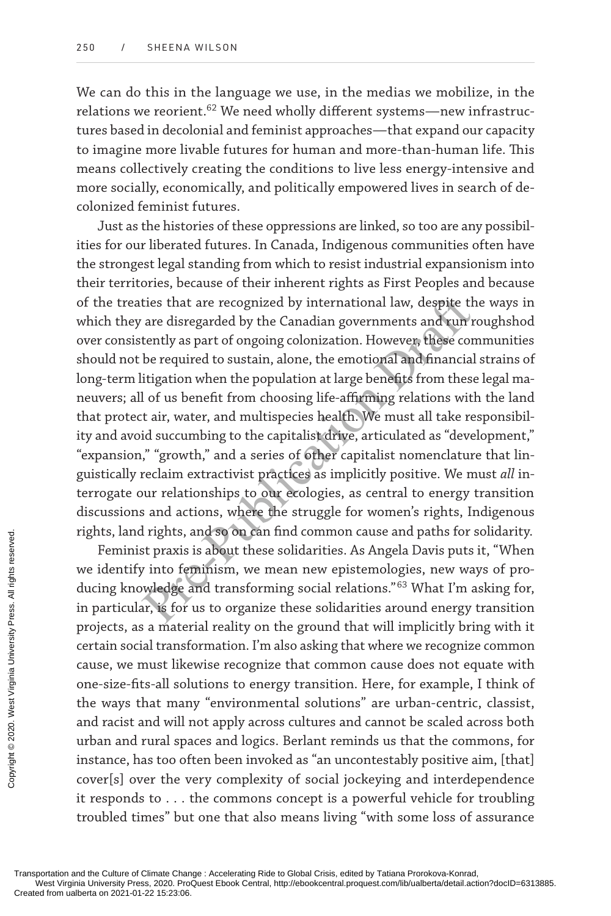We can do this in the language we use, in the medias we mobilize, in the relations we reorient.[62] We need wholly different systems—new infrastructures based in decolonial and feminist approaches—that expand our capacity to imagine more livable futures for human and more-than-human life. This means collectively creating the conditions to live less energy-intensive and more socially, economically, and politically empowered lives in search of decolonized feminist futures.

Just as the histories of these oppressions are linked, so too are any possibilities for our liberated futures. In Canada, Indigenous communities often have the strongest legal standing from which to resist industrial expansionism into their territories, because of their inherent rights as First Peoples and because of the treaties that are recognized by international law, despite the ways in which they are disregarded by the Canadian governments and run roughshod over consistently as part of ongoing colonization. However, these communities should not be required to sustain, alone, the emotional and financial strains of long-term litigation when the population at large benefits from these legal maneuvers; all of us benefit from choosing life-affirming relations with the land that protect air, water, and multispecies health. We must all take responsibility and avoid succumbing to the capitalist drive, articulated as "development," "expansion," "growth," and a series of other capitalist nomenclature that linguistically reclaim extractivist practices as implicitly positive. We must *all* interrogate our relationships to our ecologies, as central to energy transition discussions and actions, where the struggle for women's rights, Indigenous rights, land rights, and so on can find common cause and paths for solidarity.

Feminist praxis is about these solidarities. As Angela Davis puts it, "When we identify into feminism, we mean new epistemologies, new ways of producing knowledge and transforming social relations."[63] What I'm asking for, in particular, is for us to organize these solidarities around energy transition projects, as a material reality on the ground that will implicitly bring with it certain social transformation. I'm also asking that where we recognize common cause, we must likewise recognize that common cause does not equate with one-size-fits-all solutions to energy transition. Here, for example, I think of the ways that many "environmental solutions" are urban-centric, classist, and racist and will not apply across cultures and cannot be scaled across both urban and rural spaces and logics. Berlant reminds us that the commons, for instance, has too often been invoked as "an uncontestably positive aim, [that] cover[s] over the very complexity of social jockeying and interdependence it responds to . . . the commons concept is a powerful vehicle for troubling troubled times" but one that also means living "with some loss of assurance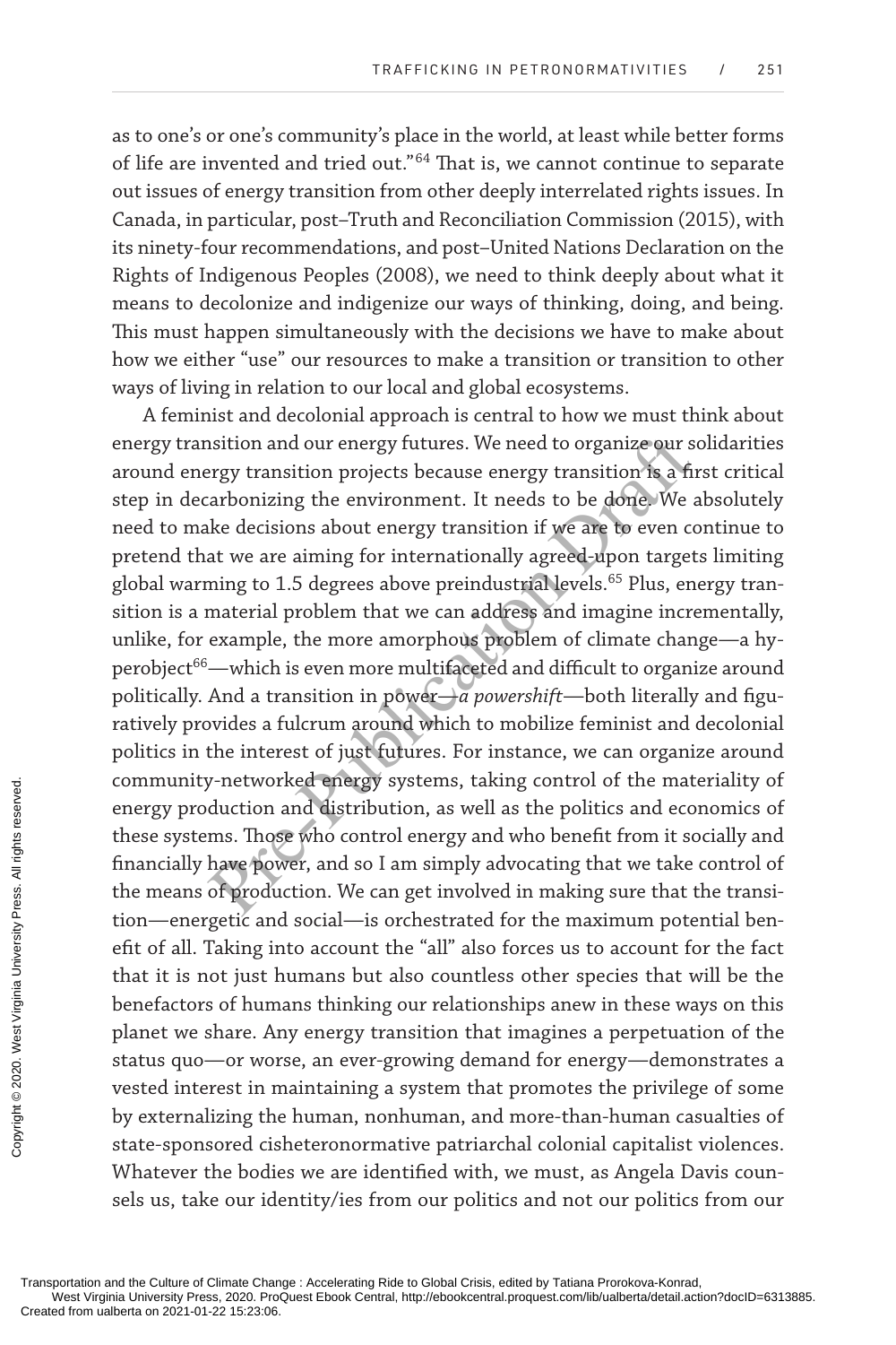as to one's or one's community's place in the world, at least while better forms of life are invented and tried out."[64] That is, we cannot continue to separate out issues of energy transition from other deeply interrelated rights issues. In Canada, in particular, post–Truth and Reconciliation Commission (2015), with its ninety-four recommendations, and post–United Nations Declaration on the Rights of Indigenous Peoples (2008), we need to think deeply about what it means to decolonize and indigenize our ways of thinking, doing, and being. This must happen simultaneously with the decisions we have to make about how we either "use" our resources to make a transition or transition to other ways of living in relation to our local and global ecosystems.

A feminist and decolonial approach is central to how we must think about energy transition and our energy futures. We need to organize our solidarities around energy transition projects because energy transition is a first critical step in decarbonizing the environment. It needs to be done. We absolutely need to make decisions about energy transition if we are to even continue to pretend that we are aiming for internationally agreed-upon targets limiting global warming to 1.5 degrees above preindustrial levels.[65] Plus, energy transition is a material problem that we can address and imagine incrementally, unlike, for example, the more amorphous problem of climate change—a hyperobject[66]—which is even more multifaceted and difficult to organize around politically. And a transition in power—*a powershift*—both literally and figuratively provides a fulcrum around which to mobilize feminist and decolonial politics in the interest of just futures. For instance, we can organize around community-networked energy systems, taking control of the materiality of energy production and distribution, as well as the politics and economics of these systems. Those who control energy and who benefit from it socially and financially have power, and so I am simply advocating that we take control of the means of production. We can get involved in making sure that the transition—energetic and social—is orchestrated for the maximum potential benefit of all. Taking into account the "all" also forces us to account for the fact that it is not just humans but also countless other species that will be the benefactors of humans thinking our relationships anew in these ways on this planet we share. Any energy transition that imagines a perpetuation of the status quo—or worse, an ever-growing demand for energy—demonstrates a vested interest in maintaining a system that promotes the privilege of some by externalizing the human, nonhuman, and more-than-human casualties of state-sponsored cisheteronormative patriarchal colonial capitalist violences. Whatever the bodies we are identified with, we must, as Angela Davis counsels us, take our identity/ies from our politics and not our politics from our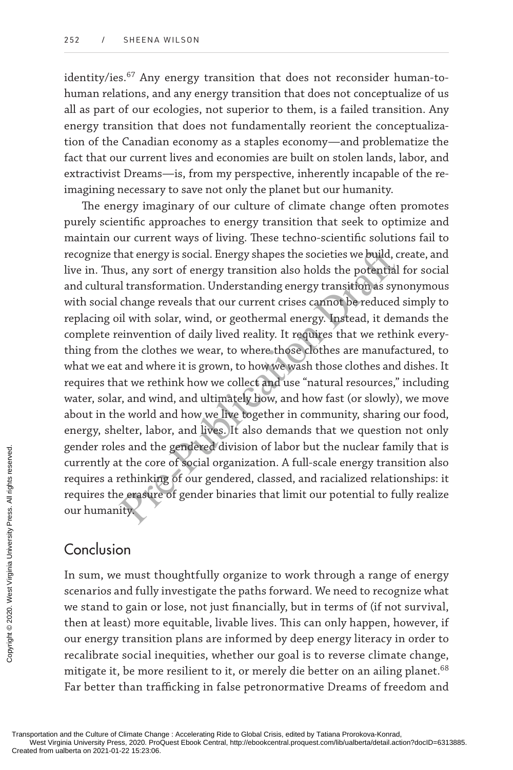identity/ies.[67] Any energy transition that does not reconsider human-to-human relations, and any energy transition that does not conceptualize of us all as part of our ecologies, not superior to them, is a failed transition. Any energy transition that does not fundamentally reorient the conceptualization of the Canadian economy as a staples economy—and problematize the fact that our current lives and economies are built on stolen lands, labor, and extractivist Dreams—is, from my perspective, inherently incapable of the reimagining necessary to save not only the planet but our humanity.

The energy imaginary of our culture of climate change often promotes purely scientific approaches to energy transition that seek to optimize and maintain our current ways of living. These techno-scientific solutions fail to recognize that energy is social. Energy shapes the societies we build, create, and live in. Thus, any sort of energy transition also holds the potential for social and cultural transformation. Understanding energy transition as synonymous with social change reveals that our current crises cannot be reduced simply to replacing oil with solar, wind, or geothermal energy. Instead, it demands the complete reinvention of daily lived reality. It requires that we rethink everything from the clothes we wear, to where those clothes are manufactured, to what we eat and where it is grown, to how we wash those clothes and dishes. It requires that we rethink how we collect and use "natural resources," including water, solar, and wind, and ultimately how, and how fast (or slowly), we move about in the world and how we live together in community, sharing our food, energy, shelter, labor, and lives. It also demands that we question not only gender roles and the gendered division of labor but the nuclear family that is currently at the core of social organization. A full-scale energy transition also requires a rethinking of our gendered, classed, and racialized relationships: it requires the erasure of gender binaries that limit our potential to fully realize our humanity.

## Conclusion

In sum, we must thoughtfully organize to work through a range of energy scenarios and fully investigate the paths forward. We need to recognize what we stand to gain or lose, not just financially, but in terms of (if not survival, then at least) more equitable, livable lives. This can only happen, however, if our energy transition plans are informed by deep energy literacy in order to recalibrate social inequities, whether our goal is to reverse climate change, mitigate it, be more resilient to it, or merely die better on an ailing planet.[68] Far better than trafficking in false petronormative Dreams of freedom and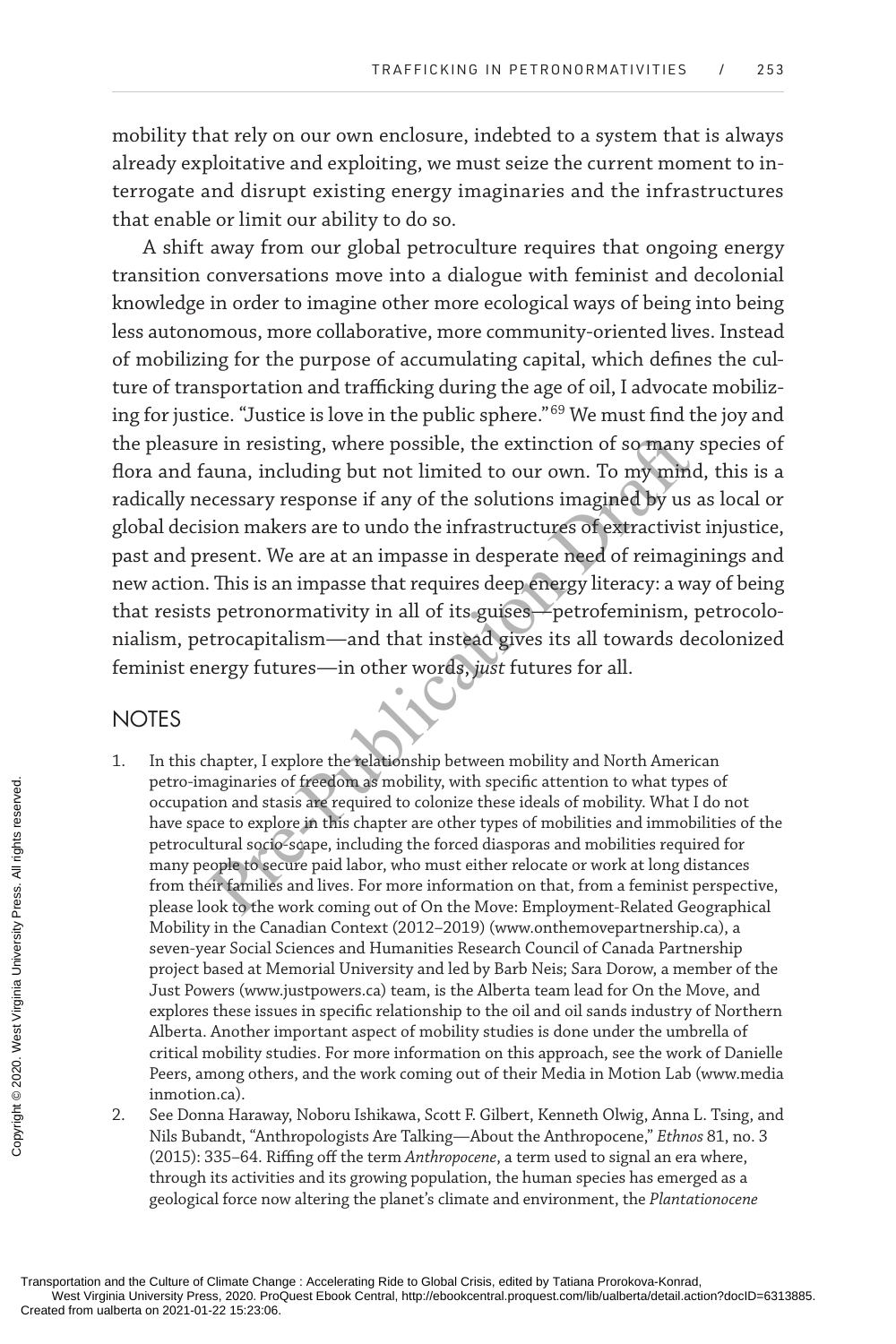mobility that rely on our own enclosure, indebted to a system that is always already exploitative and exploiting, we must seize the current moment to interrogate and disrupt existing energy imaginaries and the infrastructures that enable or limit our ability to do so.

A shift away from our global petroculture requires that ongoing energy transition conversations move into a dialogue with feminist and decolonial knowledge in order to imagine other more ecological ways of being into being less autonomous, more collaborative, more community-oriented lives. Instead of mobilizing for the purpose of accumulating capital, which defines the culture of transportation and trafficking during the age of oil, I advocate mobilizing for justice. "Justice is love in the public sphere."[69] We must find the joy and the pleasure in resisting, where possible, the extinction of so many species of flora and fauna, including but not limited to our own. To my mind, this is a radically necessary response if any of the solutions imagined by us as local or global decision makers are to undo the infrastructures of extractivist injustice, past and present. We are at an impasse in desperate need of reimaginings and new action. This is an impasse that requires deep energy literacy: a way of being that resists petronormativity in all of its guises—petrofeminism, petrocolonialism, petrocapitalism—and that instead gives its all towards decolonized feminist energy futures—in other words, *just* futures for all.

## NOTES

1. In this chapter, I explore the relationship between mobility and North American petro-imaginaries of freedom as mobility, with specific attention to what types of occupation and stasis are required to colonize these ideals of mobility. What I do not have space to explore in this chapter are other types of mobilities and immobilities of the petrocultural socio-scape, including the forced diasporas and mobilities required for many people to secure paid labor, who must either relocate or work at long distances from their families and lives. For more information on that, from a feminist perspective, please look to the work coming out of On the Move: Employment-Related Geographical Mobility in the Canadian Context (2012–2019) (www.onthemovepartnership.ca), a seven-year Social Sciences and Humanities Research Council of Canada Partnership project based at Memorial University and led by Barb Neis; Sara Dorow, a member of the Just Powers (www.justpowers.ca) team, is the Alberta team lead for On the Move, and explores these issues in specific relationship to the oil and oil sands industry of Northern Alberta. Another important aspect of mobility studies is done under the umbrella of critical mobility studies. For more information on this approach, see the work of Danielle Peers, among others, and the work coming out of their Media in Motion Lab (www.mediainmotion.ca).
2. See Donna Haraway, Noboru Ishikawa, Scott F. Gilbert, Kenneth Olwig, Anna L. Tsing, and Nils Bubandt, "Anthropologists Are Talking—About the Anthropocene," *Ethnos* 81, no. 3 (2015): 335–64. Riffing off the term *Anthropocene*, a term used to signal an era where, through its activities and its growing population, the human species has emerged as a geological force now altering the planet's climate and environment, the *Plantationocene*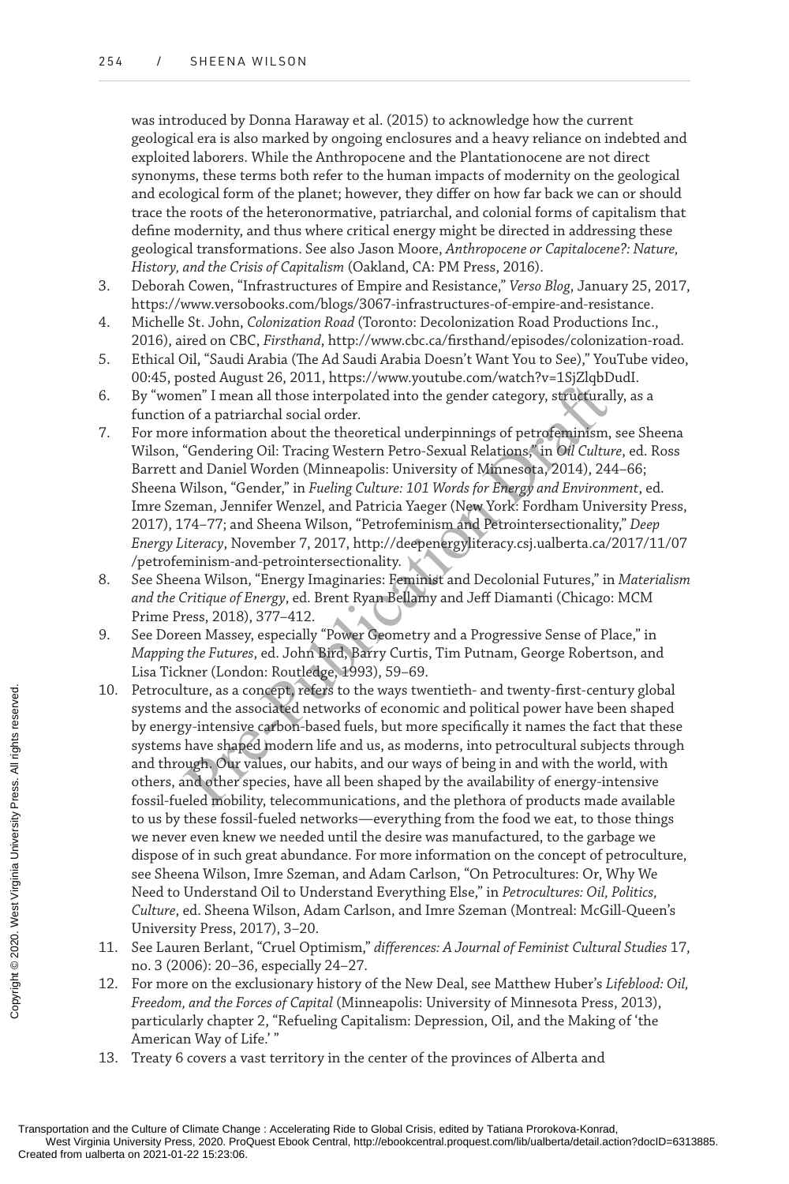was introduced by Donna Haraway et al. (2015) to acknowledge how the current geological era is also marked by ongoing enclosures and a heavy reliance on indebted and exploited laborers. While the Anthropocene and the Plantationocene are not direct synonyms, these terms both refer to the human impacts of modernity on the geological and ecological form of the planet; however, they differ on how far back we can or should trace the roots of the heteronormative, patriarchal, and colonial forms of capitalism that define modernity, and thus where critical energy might be directed in addressing these geological transformations. See also Jason Moore, *Anthropocene or Capitalocene?: Nature, History, and the Crisis of Capitalism* (Oakland, CA: PM Press, 2016).

3. Deborah Cowen, "Infrastructures of Empire and Resistance," *Verso Blog*, January 25, 2017, https://www.versobooks.com/blogs/3067-infrastructures-of-empire-and-resistance.
4. Michelle St. John, *Colonization Road* (Toronto: Decolonization Road Productions Inc., 2016), aired on CBC, *Firsthand*, http://www.cbc.ca/firsthand/episodes/colonization-road.
5. Ethical Oil, "Saudi Arabia (The Ad Saudi Arabia Doesn't Want You to See)," YouTube video, 00:45, posted August 26, 2011, https://www.youtube.com/watch?v=1SjZlqbDudI.
6. By "women" I mean all those interpolated into the gender category, structurally, as a function of a patriarchal social order.
7. For more information about the theoretical underpinnings of petrofeminism, see Sheena Wilson, "Gendering Oil: Tracing Western Petro-Sexual Relations," in *Oil Culture*, ed. Ross Barrett and Daniel Worden (Minneapolis: University of Minnesota, 2014), 244–66; Sheena Wilson, "Gender," in *Fueling Culture: 101 Words for Energy and Environment*, ed. Imre Szeman, Jennifer Wenzel, and Patricia Yaeger (New York: Fordham University Press, 2017), 174–77; and Sheena Wilson, "Petrofeminism and Petrointersectionality," *Deep Energy Literacy*, November 7, 2017, http://deepenergyliteracy.csj.ualberta.ca/2017/11/07/petrofeminism-and-petrointersectionality.
8. See Sheena Wilson, "Energy Imaginaries: Feminist and Decolonial Futures," in *Materialism and the Critique of Energy*, ed. Brent Ryan Bellamy and Jeff Diamanti (Chicago: MCM Prime Press, 2018), 377–412.
9. See Doreen Massey, especially "Power Geometry and a Progressive Sense of Place," in *Mapping the Futures*, ed. John Bird, Barry Curtis, Tim Putnam, George Robertson, and Lisa Tickner (London: Routledge, 1993), 59–69.
10. Petroculture, as a concept, refers to the ways twentieth- and twenty-first-century global systems and the associated networks of economic and political power have been shaped by energy-intensive carbon-based fuels, but more specifically it names the fact that these systems have shaped modern life and us, as moderns, into petrocultural subjects through and through. Our values, our habits, and our ways of being in and with the world, with others, and other species, have all been shaped by the availability of energy-intensive fossil-fueled mobility, telecommunications, and the plethora of products made available to us by these fossil-fueled networks—everything from the food we eat, to those things we never even knew we needed until the desire was manufactured, to the garbage we dispose of in such great abundance. For more information on the concept of petroculture, see Sheena Wilson, Imre Szeman, and Adam Carlson, "On Petrocultures: Or, Why We Need to Understand Oil to Understand Everything Else," in *Petrocultures: Oil, Politics, Culture*, ed. Sheena Wilson, Adam Carlson, and Imre Szeman (Montreal: McGill-Queen's University Press, 2017), 3–20.
11. See Lauren Berlant, "Cruel Optimism," *differences: A Journal of Feminist Cultural Studies* 17, no. 3 (2006): 20–36, especially 24–27.
12. For more on the exclusionary history of the New Deal, see Matthew Huber's *Lifeblood: Oil, Freedom, and the Forces of Capital* (Minneapolis: University of Minnesota Press, 2013), particularly chapter 2, "Refueling Capitalism: Depression, Oil, and the Making of 'the American Way of Life.' "
13. Treaty 6 covers a vast territory in the center of the provinces of Alberta and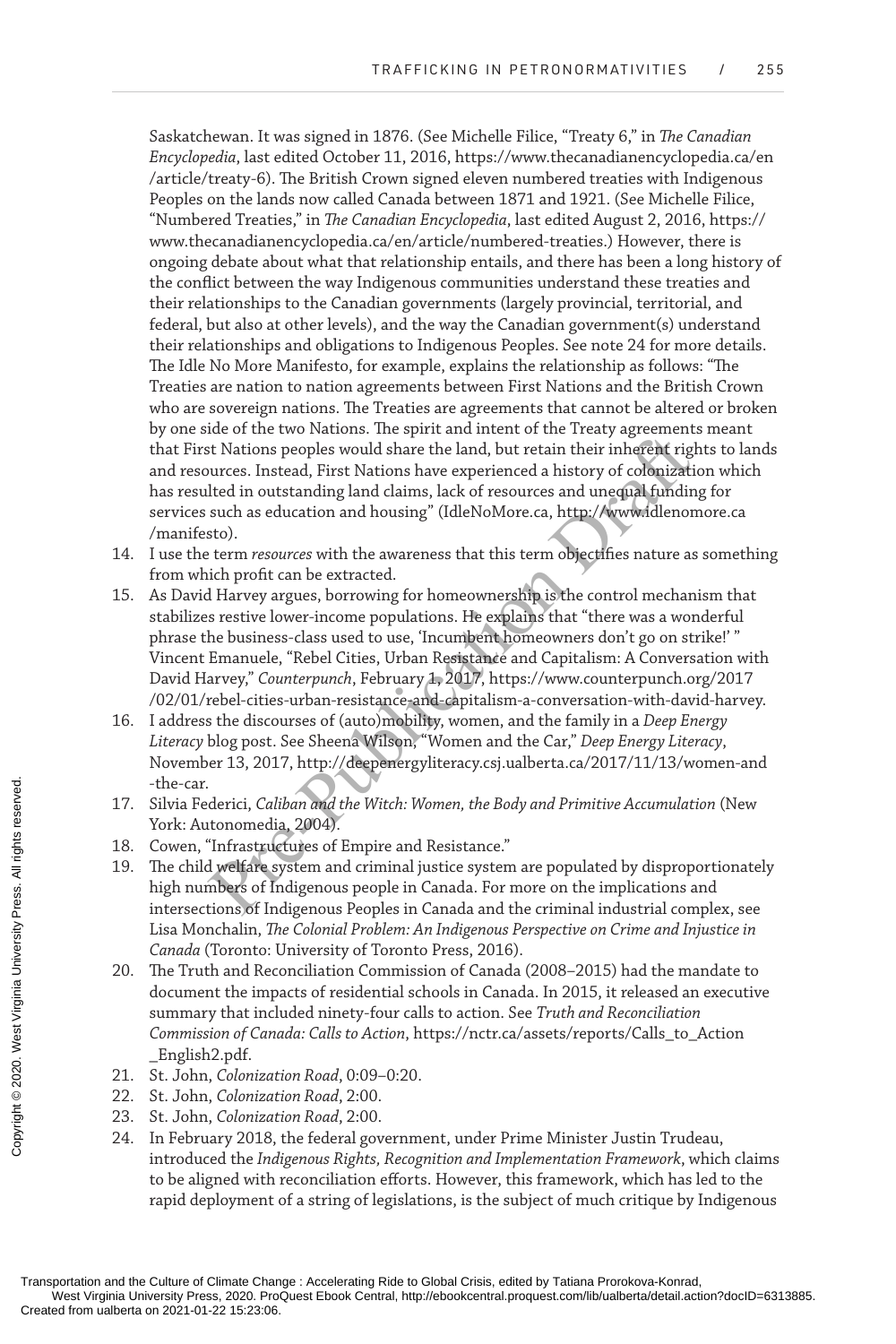Saskatchewan. It was signed in 1876. (See Michelle Filice, "Treaty 6," in *The Canadian Encyclopedia*, last edited October 11, 2016, https://www.thecanadianencyclopedia.ca/en/article/treaty-6). The British Crown signed eleven numbered treaties with Indigenous Peoples on the lands now called Canada between 1871 and 1921. (See Michelle Filice, "Numbered Treaties," in *The Canadian Encyclopedia*, last edited August 2, 2016, https://www.thecanadianencyclopedia.ca/en/article/numbered-treaties.) However, there is ongoing debate about what that relationship entails, and there has been a long history of the conflict between the way Indigenous communities understand these treaties and their relationships to the Canadian governments (largely provincial, territorial, and federal, but also at other levels), and the way the Canadian government(s) understand their relationships and obligations to Indigenous Peoples. See note 24 for more details. The Idle No More Manifesto, for example, explains the relationship as follows: "The Treaties are nation to nation agreements between First Nations and the British Crown who are sovereign nations. The Treaties are agreements that cannot be altered or broken by one side of the two Nations. The spirit and intent of the Treaty agreements meant that First Nations peoples would share the land, but retain their inherent rights to lands and resources. Instead, First Nations have experienced a history of colonization which has resulted in outstanding land claims, lack of resources and unequal funding for services such as education and housing" (IdleNoMore.ca, http://www.idlenomore.ca/manifesto).

14. I use the term *resources* with the awareness that this term objectifies nature as something from which profit can be extracted.
15. As David Harvey argues, borrowing for homeownership is the control mechanism that stabilizes restive lower-income populations. He explains that "there was a wonderful phrase the business-class used to use, 'Incumbent homeowners don't go on strike!' " Vincent Emanuele, "Rebel Cities, Urban Resistance and Capitalism: A Conversation with David Harvey," *Counterpunch*, February 1, 2017, https://www.counterpunch.org/2017/02/01/rebel-cities-urban-resistance-and-capitalism-a-conversation-with-david-harvey.
16. I address the discourses of (auto)mobility, women, and the family in a *Deep Energy Literacy* blog post. See Sheena Wilson, "Women and the Car," *Deep Energy Literacy*, November 13, 2017, http://deepenergyliteracy.csj.ualberta.ca/2017/11/13/women-and-the-car.
17. Silvia Federici, *Caliban and the Witch: Women, the Body and Primitive Accumulation* (New York: Autonomedia, 2004).
18. Cowen, "Infrastructures of Empire and Resistance."
19. The child welfare system and criminal justice system are populated by disproportionately high numbers of Indigenous people in Canada. For more on the implications and intersections of Indigenous Peoples in Canada and the criminal industrial complex, see Lisa Monchalin, *The Colonial Problem: An Indigenous Perspective on Crime and Injustice in Canada* (Toronto: University of Toronto Press, 2016).
20. The Truth and Reconciliation Commission of Canada (2008–2015) had the mandate to document the impacts of residential schools in Canada. In 2015, it released an executive summary that included ninety-four calls to action. See *Truth and Reconciliation Commission of Canada: Calls to Action*, https://nctr.ca/assets/reports/Calls_to_Action_English2.pdf.
21. St. John, *Colonization Road*, 0:09–0:20.
22. St. John, *Colonization Road*, 2:00.
23. St. John, *Colonization Road*, 2:00.
24. In February 2018, the federal government, under Prime Minister Justin Trudeau, introduced the *Indigenous Rights, Recognition and Implementation Framework*, which claims to be aligned with reconciliation efforts. However, this framework, which has led to the rapid deployment of a string of legislations, is the subject of much critique by Indigenous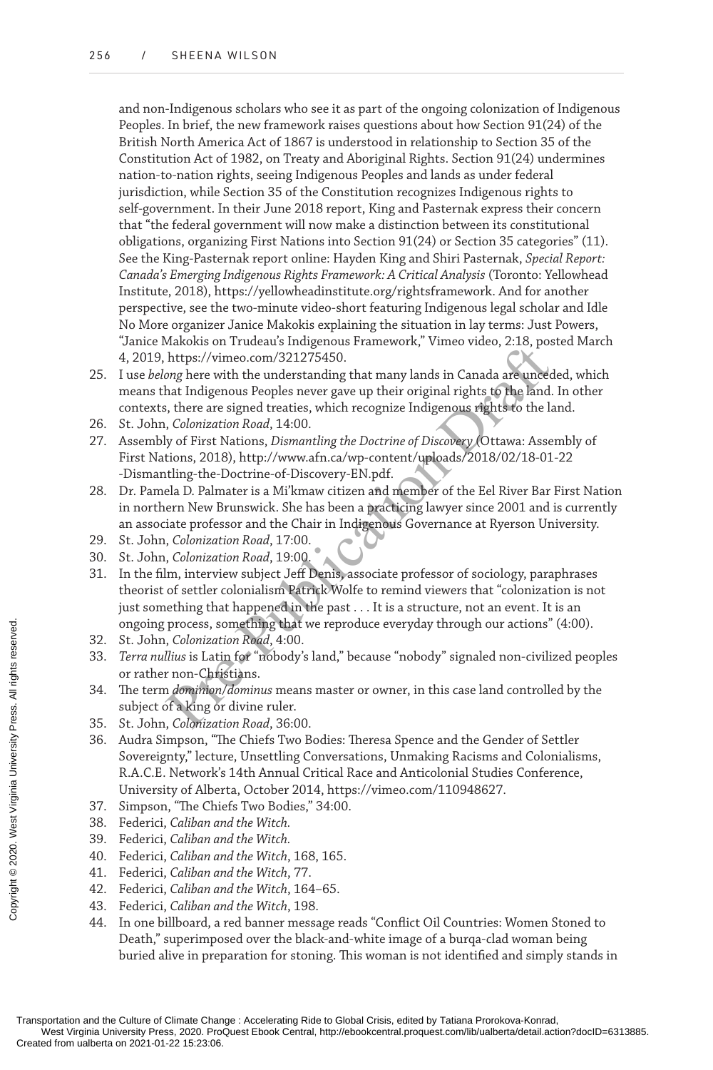and non-Indigenous scholars who see it as part of the ongoing colonization of Indigenous Peoples. In brief, the new framework raises questions about how Section 91(24) of the British North America Act of 1867 is understood in relationship to Section 35 of the Constitution Act of 1982, on Treaty and Aboriginal Rights. Section 91(24) undermines nation-to-nation rights, seeing Indigenous Peoples and lands as under federal jurisdiction, while Section 35 of the Constitution recognizes Indigenous rights to self-government. In their June 2018 report, King and Pasternak express their concern that "the federal government will now make a distinction between its constitutional obligations, organizing First Nations into Section 91(24) or Section 35 categories" (11). See the King-Pasternak report online: Hayden King and Shiri Pasternak, *Special Report: Canada's Emerging Indigenous Rights Framework: A Critical Analysis* (Toronto: Yellowhead Institute, 2018), https://yellowheadinstitute.org/rightsframework. And for another perspective, see the two-minute video-short featuring Indigenous legal scholar and Idle No More organizer Janice Makokis explaining the situation in lay terms: Just Powers, "Janice Makokis on Trudeau's Indigenous Framework," Vimeo video, 2:18, posted March 4, 2019, https://vimeo.com/321275450.

25. I use *belong* here with the understanding that many lands in Canada are unceded, which means that Indigenous Peoples never gave up their original rights to the land. In other contexts, there are signed treaties, which recognize Indigenous rights to the land.
26. St. John, *Colonization Road*, 14:00.
27. Assembly of First Nations, *Dismantling the Doctrine of Discovery* (Ottawa: Assembly of First Nations, 2018), http://www.afn.ca/wp-content/uploads/2018/02/18-01-22-Dismantling-the-Doctrine-of-Discovery-EN.pdf.
28. Dr. Pamela D. Palmater is a Mi'kmaw citizen and member of the Eel River Bar First Nation in northern New Brunswick. She has been a practicing lawyer since 2001 and is currently an associate professor and the Chair in Indigenous Governance at Ryerson University.
29. St. John, *Colonization Road*, 17:00.
30. St. John, *Colonization Road*, 19:00.
31. In the film, interview subject Jeff Denis, associate professor of sociology, paraphrases theorist of settler colonialism Patrick Wolfe to remind viewers that "colonization is not just something that happened in the past . . . It is a structure, not an event. It is an ongoing process, something that we reproduce everyday through our actions" (4:00).
32. St. John, *Colonization Road*, 4:00.
33. *Terra nullius* is Latin for "nobody's land," because "nobody" signaled non-civilized peoples or rather non-Christians.
34. The term *dominion/dominus* means master or owner, in this case land controlled by the subject of a king or divine ruler.
35. St. John, *Colonization Road*, 36:00.
36. Audra Simpson, "The Chiefs Two Bodies: Theresa Spence and the Gender of Settler Sovereignty," lecture, Unsettling Conversations, Unmaking Racisms and Colonialisms, R.A.C.E. Network's 14th Annual Critical Race and Anticolonial Studies Conference, University of Alberta, October 2014, https://vimeo.com/110948627.
37. Simpson, "The Chiefs Two Bodies," 34:00.
38. Federici, *Caliban and the Witch.*
39. Federici, *Caliban and the Witch.*
40. Federici, *Caliban and the Witch*, 168, 165.
41. Federici, *Caliban and the Witch*, 77.
42. Federici, *Caliban and the Witch*, 164–65.
43. Federici, *Caliban and the Witch*, 198.
44. In one billboard, a red banner message reads "Conflict Oil Countries: Women Stoned to Death," superimposed over the black-and-white image of a burqa-clad woman being buried alive in preparation for stoning. This woman is not identified and simply stands in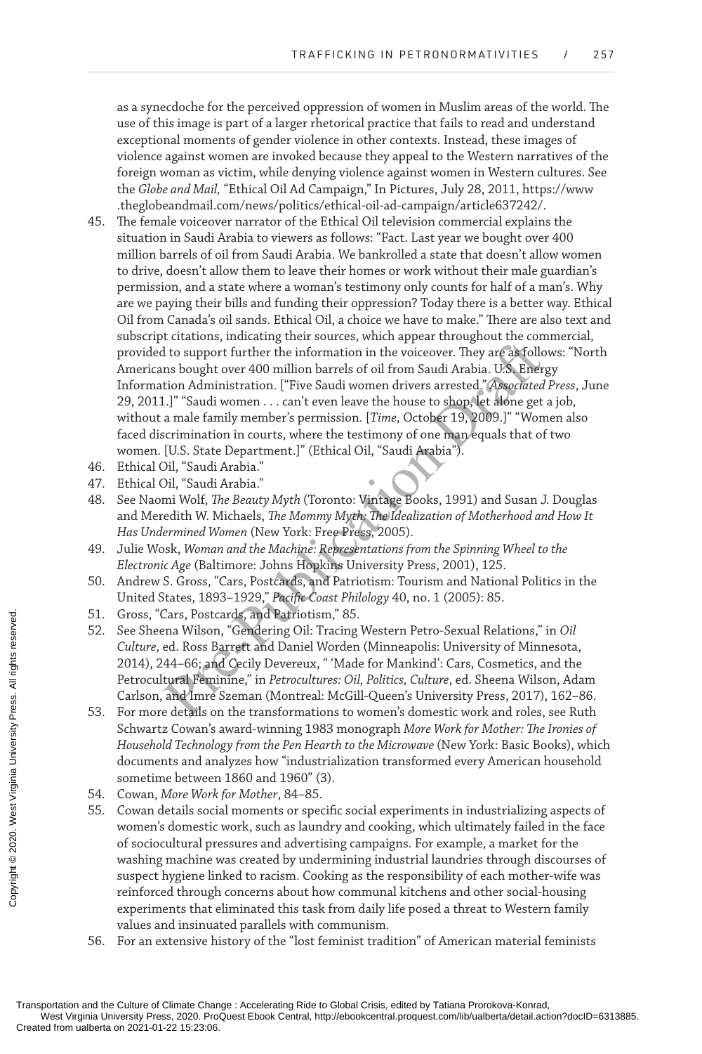as a synecdoche for the perceived oppression of women in Muslim areas of the world. The use of this image is part of a larger rhetorical practice that fails to read and understand exceptional moments of gender violence in other contexts. Instead, these images of violence against women are invoked because they appeal to the Western narratives of the foreign woman as victim, while denying violence against women in Western cultures. See the *Globe and Mail,* "Ethical Oil Ad Campaign," In Pictures, July 28, 2011, https://www.theglobeandmail.com/news/politics/ethical-oil-ad-campaign/article637242/.

45. The female voiceover narrator of the Ethical Oil television commercial explains the situation in Saudi Arabia to viewers as follows: "Fact. Last year we bought over 400 million barrels of oil from Saudi Arabia. We bankrolled a state that doesn't allow women to drive, doesn't allow them to leave their homes or work without their male guardian's permission, and a state where a woman's testimony only counts for half of a man's. Why are we paying their bills and funding their oppression? Today there is a better way. Ethical Oil from Canada's oil sands. Ethical Oil, a choice we have to make." There are also text and subscript citations, indicating their sources, which appear throughout the commercial, provided to support further the information in the voiceover. They are as follows: "North Americans bought over 400 million barrels of oil from Saudi Arabia. U.S. Energy Information Administration. ["Five Saudi women drivers arrested." *Associated Press*, June 29, 2011.]" "Saudi women . . . can't even leave the house to shop, let alone get a job, without a male family member's permission. [*Time*, October 19, 2009.]" "Women also faced discrimination in courts, where the testimony of one man equals that of two women. [U.S. State Department.]" (Ethical Oil, "Saudi Arabia").
46. Ethical Oil, "Saudi Arabia."
47. Ethical Oil, "Saudi Arabia."
48. See Naomi Wolf, *The Beauty Myth* (Toronto: Vintage Books, 1991) and Susan J. Douglas and Meredith W. Michaels, *The Mommy Myth: The Idealization of Motherhood and How It Has Undermined Women* (New York: Free Press, 2005).
49. Julie Wosk, *Woman and the Machine: Representations from the Spinning Wheel to the Electronic Age* (Baltimore: Johns Hopkins University Press, 2001), 125.
50. Andrew S. Gross, "Cars, Postcards, and Patriotism: Tourism and National Politics in the United States, 1893–1929," *Pacific Coast Philology* 40, no. 1 (2005): 85.
51. Gross, "Cars, Postcards, and Patriotism," 85.
52. See Sheena Wilson, "Gendering Oil: Tracing Western Petro-Sexual Relations," in *Oil Culture*, ed. Ross Barrett and Daniel Worden (Minneapolis: University of Minnesota, 2014), 244–66; and Cecily Devereux, " 'Made for Mankind': Cars, Cosmetics, and the Petrocultural Feminine," in *Petrocultures: Oil, Politics, Culture*, ed. Sheena Wilson, Adam Carlson, and Imre Szeman (Montreal: McGill-Queen's University Press, 2017), 162–86.
53. For more details on the transformations to women's domestic work and roles, see Ruth Schwartz Cowan's award-winning 1983 monograph *More Work for Mother: The Ironies of Household Technology from the Pen Hearth to the Microwave* (New York: Basic Books), which documents and analyzes how "industrialization transformed every American household sometime between 1860 and 1960" (3).
54. Cowan, *More Work for Mother*, 84–85.
55. Cowan details social moments or specific social experiments in industrializing aspects of women's domestic work, such as laundry and cooking, which ultimately failed in the face of sociocultural pressures and advertising campaigns. For example, a market for the washing machine was created by undermining industrial laundries through discourses of suspect hygiene linked to racism. Cooking as the responsibility of each mother-wife was reinforced through concerns about how communal kitchens and other social-housing experiments that eliminated this task from daily life posed a threat to Western family values and insinuated parallels with communism.
56. For an extensive history of the "lost feminist tradition" of American material feminists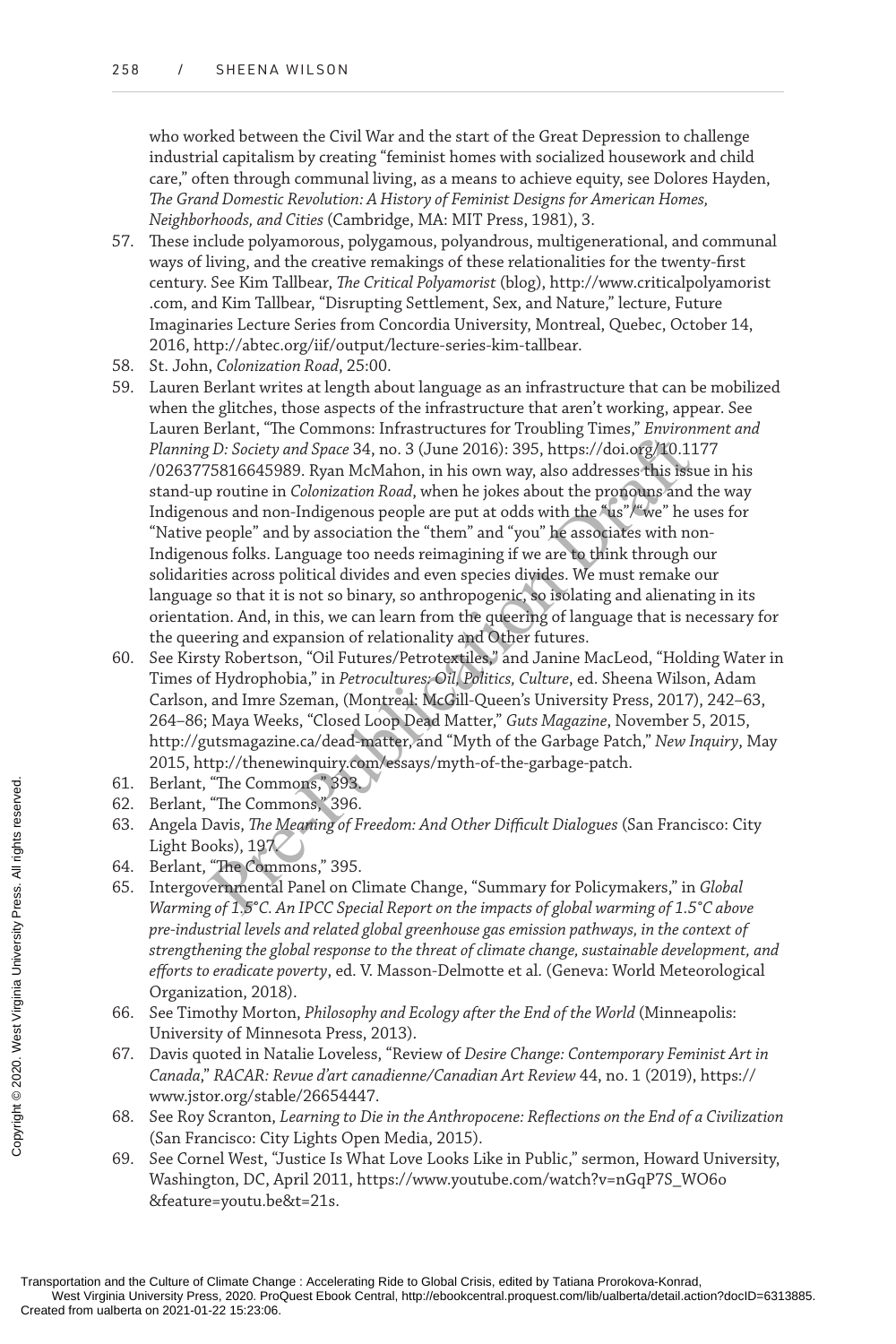who worked between the Civil War and the start of the Great Depression to challenge industrial capitalism by creating "feminist homes with socialized housework and child care," often through communal living, as a means to achieve equity, see Dolores Hayden, *The Grand Domestic Revolution: A History of Feminist Designs for American Homes, Neighborhoods, and Cities* (Cambridge, MA: MIT Press, 1981), 3.

57. These include polyamorous, polygamous, polyandrous, multigenerational, and communal ways of living, and the creative remakings of these relationalities for the twenty-first century. See Kim Tallbear, *The Critical Polyamorist* (blog), http://www.criticalpolyamorist.com, and Kim Tallbear, "Disrupting Settlement, Sex, and Nature," lecture, Future Imaginaries Lecture Series from Concordia University, Montreal, Quebec, October 14, 2016, http://abtec.org/iif/output/lecture-series-kim-tallbear.
58. St. John, *Colonization Road*, 25:00.
59. Lauren Berlant writes at length about language as an infrastructure that can be mobilized when the glitches, those aspects of the infrastructure that aren't working, appear. See Lauren Berlant, "The Commons: Infrastructures for Troubling Times," *Environment and Planning D: Society and Space* 34, no. 3 (June 2016): 395, https://doi.org/10.1177/0263775816645989. Ryan McMahon, in his own way, also addresses this issue in his stand-up routine in *Colonization Road*, when he jokes about the pronouns and the way Indigenous and non-Indigenous people are put at odds with the "us"/"we" he uses for "Native people" and by association the "them" and "you" he associates with non-Indigenous folks. Language too needs reimagining if we are to think through our solidarities across political divides and even species divides. We must remake our language so that it is not so binary, so anthropogenic, so isolating and alienating in its orientation. And, in this, we can learn from the queering of language that is necessary for the queering and expansion of relationality and Other futures.
60. See Kirsty Robertson, "Oil Futures/Petrotextiles," and Janine MacLeod, "Holding Water in Times of Hydrophobia," in *Petrocultures: Oil, Politics, Culture*, ed. Sheena Wilson, Adam Carlson, and Imre Szeman, (Montreal: McGill-Queen's University Press, 2017), 242–63, 264–86; Maya Weeks, "Closed Loop Dead Matter," *Guts Magazine*, November 5, 2015, http://gutsmagazine.ca/dead-matter, and "Myth of the Garbage Patch," *New Inquiry*, May 2015, http://thenewinquiry.com/essays/myth-of-the-garbage-patch.
61. Berlant, "The Commons," 393.
62. Berlant, "The Commons," 396.
63. Angela Davis, *The Meaning of Freedom: And Other Difficult Dialogues* (San Francisco: City Light Books), 197.
64. Berlant, "The Commons," 395.
65. Intergovernmental Panel on Climate Change, "Summary for Policymakers," in *Global Warming of 1.5°C. An IPCC Special Report on the impacts of global warming of 1.5°C above pre-industrial levels and related global greenhouse gas emission pathways, in the context of strengthening the global response to the threat of climate change, sustainable development, and efforts to eradicate poverty*, ed. V. Masson-Delmotte et al. (Geneva: World Meteorological Organization, 2018).
66. See Timothy Morton, *Philosophy and Ecology after the End of the World* (Minneapolis: University of Minnesota Press, 2013).
67. Davis quoted in Natalie Loveless, "Review of *Desire Change: Contemporary Feminist Art in Canada*," *RACAR: Revue d'art canadienne/Canadian Art Review* 44, no. 1 (2019), https://www.jstor.org/stable/26654447.
68. See Roy Scranton, *Learning to Die in the Anthropocene: Reflections on the End of a Civilization* (San Francisco: City Lights Open Media, 2015).
69. See Cornel West, "Justice Is What Love Looks Like in Public," sermon, Howard University, Washington, DC, April 2011, https://www.youtube.com/watch?v=nGqP7S_WO6o&feature=youtu.be&t=21s.